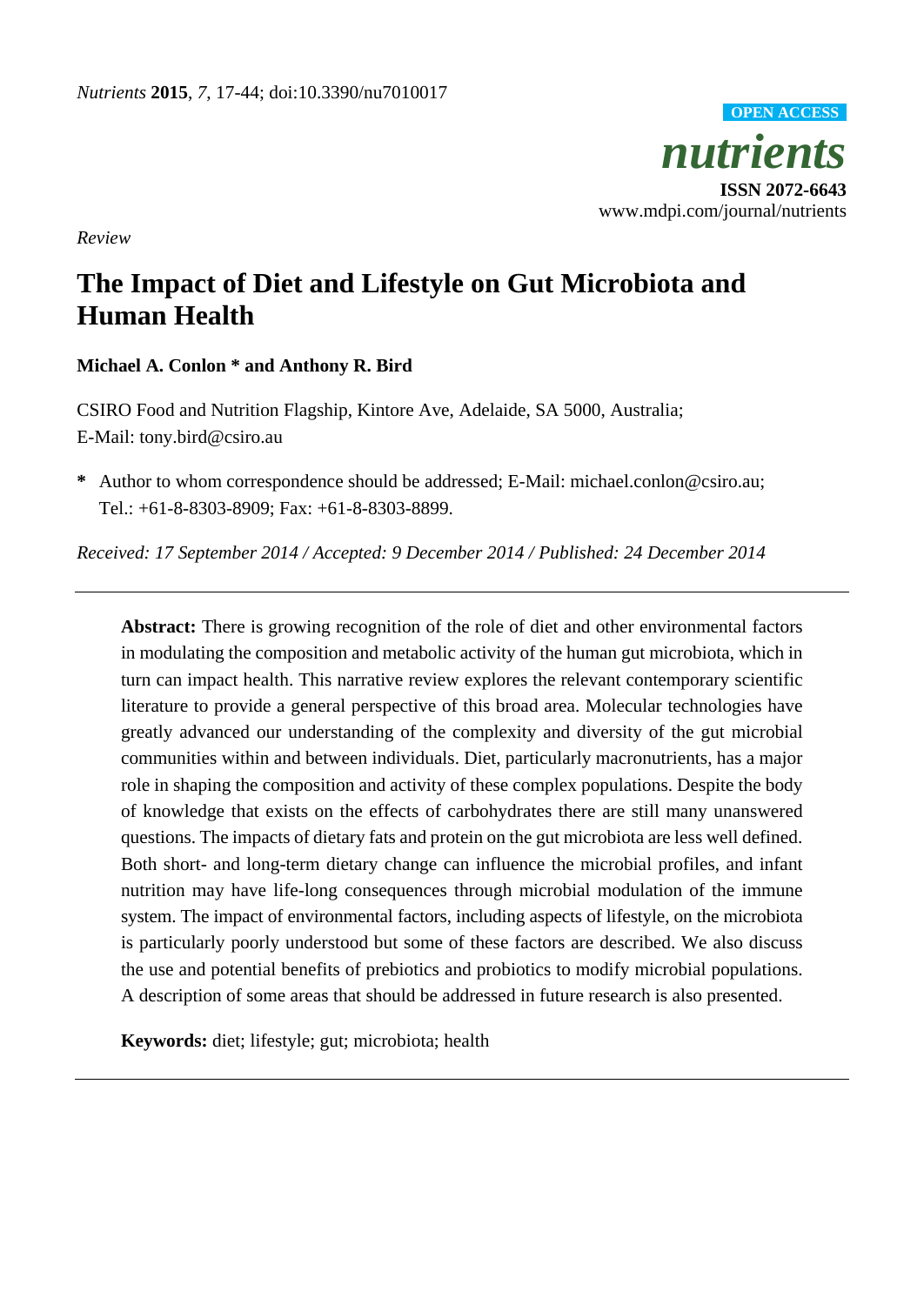*Review*

# The Impact of Diet and Lifestyle on Gut Microbiota and Human Health

**Michael A. Conlon * and Anthony R. Bird**

CSIRO Food and Nutrition Flagship, Kintore Ave, Adelaide, SA 5000, Australia;
E-Mail: tony.bird@csiro.au

**\*** Author to whom correspondence should be addressed; E-Mail: michael.conlon@csiro.au;
Tel.: +61-8-8303-8909; Fax: +61-8-8303-8899.

*Received: 17 September 2014 / Accepted: 9 December 2014 / Published: 24 December 2014*

---

**Abstract:** There is growing recognition of the role of diet and other environmental factors in modulating the composition and metabolic activity of the human gut microbiota, which in turn can impact health. This narrative review explores the relevant contemporary scientific literature to provide a general perspective of this broad area. Molecular technologies have greatly advanced our understanding of the complexity and diversity of the gut microbial communities within and between individuals. Diet, particularly macronutrients, has a major role in shaping the composition and activity of these complex populations. Despite the body of knowledge that exists on the effects of carbohydrates there are still many unanswered questions. The impacts of dietary fats and protein on the gut microbiota are less well defined. Both short- and long-term dietary change can influence the microbial profiles, and infant nutrition may have life-long consequences through microbial modulation of the immune system. The impact of environmental factors, including aspects of lifestyle, on the microbiota is particularly poorly understood but some of these factors are described. We also discuss the use and potential benefits of prebiotics and probiotics to modify microbial populations. A description of some areas that should be addressed in future research is also presented.

**Keywords:** diet; lifestyle; gut; microbiota; health

---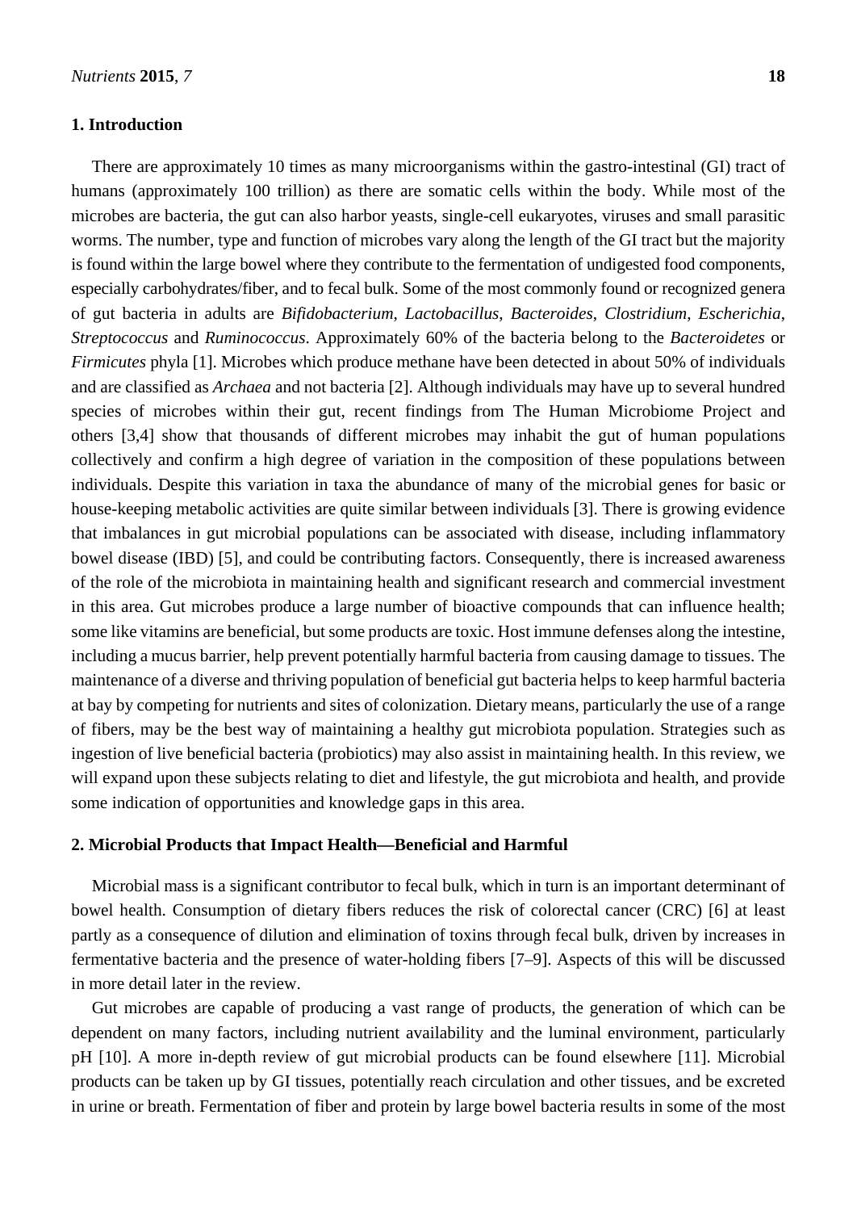## 1. Introduction

There are approximately 10 times as many microorganisms within the gastro-intestinal (GI) tract of humans (approximately 100 trillion) as there are somatic cells within the body. While most of the microbes are bacteria, the gut can also harbor yeasts, single-cell eukaryotes, viruses and small parasitic worms. The number, type and function of microbes vary along the length of the GI tract but the majority is found within the large bowel where they contribute to the fermentation of undigested food components, especially carbohydrates/fiber, and to fecal bulk. Some of the most commonly found or recognized genera of gut bacteria in adults are *Bifidobacterium*, *Lactobacillus*, *Bacteroides*, *Clostridium*, *Escherichia*, *Streptococcus* and *Ruminococcus*. Approximately 60% of the bacteria belong to the *Bacteroidetes* or *Firmicutes* phyla [1]. Microbes which produce methane have been detected in about 50% of individuals and are classified as *Archaea* and not bacteria [2]. Although individuals may have up to several hundred species of microbes within their gut, recent findings from The Human Microbiome Project and others [3,4] show that thousands of different microbes may inhabit the gut of human populations collectively and confirm a high degree of variation in the composition of these populations between individuals. Despite this variation in taxa the abundance of many of the microbial genes for basic or house-keeping metabolic activities are quite similar between individuals [3]. There is growing evidence that imbalances in gut microbial populations can be associated with disease, including inflammatory bowel disease (IBD) [5], and could be contributing factors. Consequently, there is increased awareness of the role of the microbiota in maintaining health and significant research and commercial investment in this area. Gut microbes produce a large number of bioactive compounds that can influence health; some like vitamins are beneficial, but some products are toxic. Host immune defenses along the intestine, including a mucus barrier, help prevent potentially harmful bacteria from causing damage to tissues. The maintenance of a diverse and thriving population of beneficial gut bacteria helps to keep harmful bacteria at bay by competing for nutrients and sites of colonization. Dietary means, particularly the use of a range of fibers, may be the best way of maintaining a healthy gut microbiota population. Strategies such as ingestion of live beneficial bacteria (probiotics) may also assist in maintaining health. In this review, we will expand upon these subjects relating to diet and lifestyle, the gut microbiota and health, and provide some indication of opportunities and knowledge gaps in this area.

## 2. Microbial Products that Impact Health—Beneficial and Harmful

Microbial mass is a significant contributor to fecal bulk, which in turn is an important determinant of bowel health. Consumption of dietary fibers reduces the risk of colorectal cancer (CRC) [6] at least partly as a consequence of dilution and elimination of toxins through fecal bulk, driven by increases in fermentative bacteria and the presence of water-holding fibers [7–9]. Aspects of this will be discussed in more detail later in the review.

Gut microbes are capable of producing a vast range of products, the generation of which can be dependent on many factors, including nutrient availability and the luminal environment, particularly pH [10]. A more in-depth review of gut microbial products can be found elsewhere [11]. Microbial products can be taken up by GI tissues, potentially reach circulation and other tissues, and be excreted in urine or breath. Fermentation of fiber and protein by large bowel bacteria results in some of the most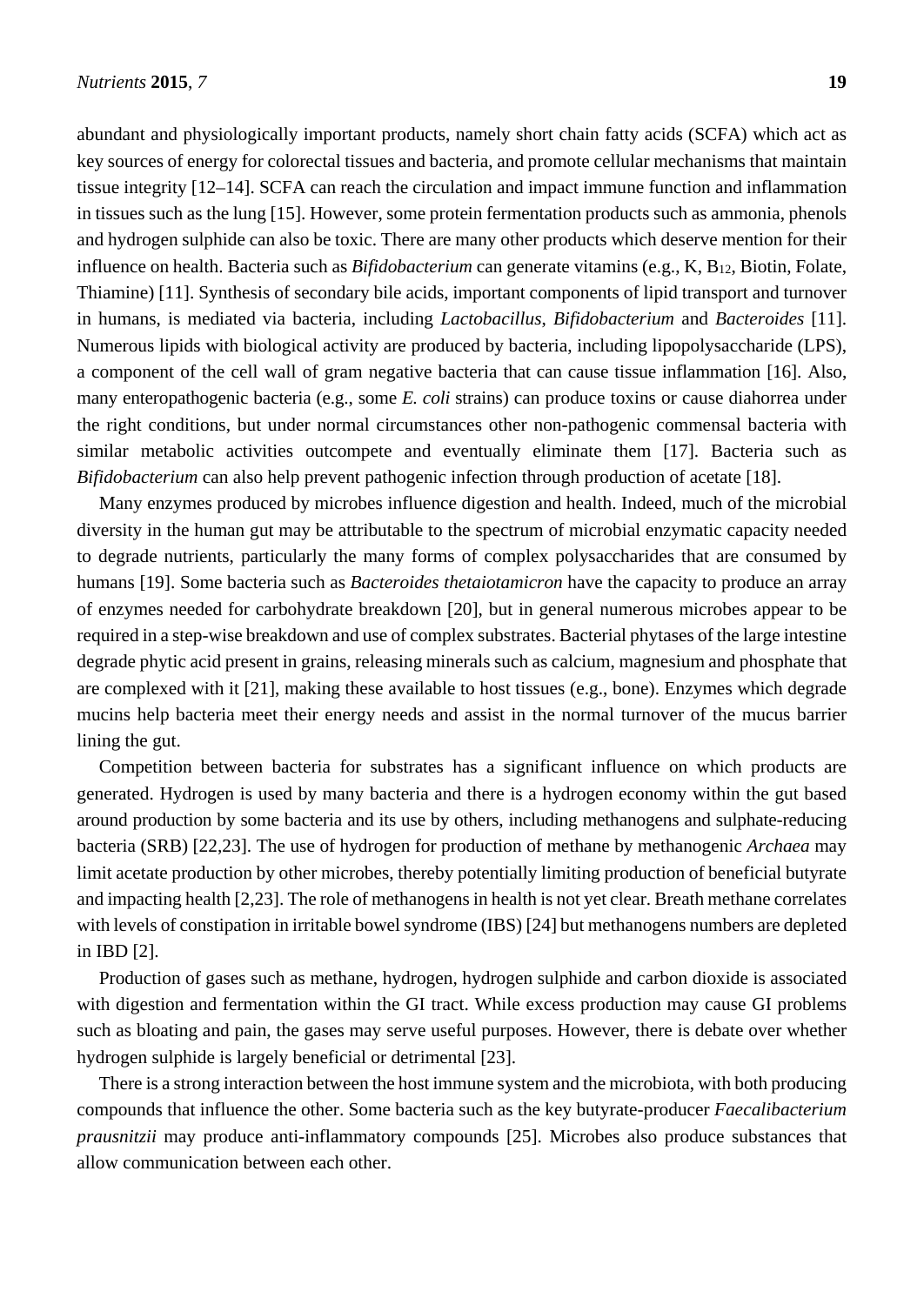abundant and physiologically important products, namely short chain fatty acids (SCFA) which act as key sources of energy for colorectal tissues and bacteria, and promote cellular mechanisms that maintain tissue integrity [12–14]. SCFA can reach the circulation and impact immune function and inflammation in tissues such as the lung [15]. However, some protein fermentation products such as ammonia, phenols and hydrogen sulphide can also be toxic. There are many other products which deserve mention for their influence on health. Bacteria such as *Bifidobacterium* can generate vitamins (e.g., K, $B_{12}$, Biotin, Folate, Thiamine) [11]. Synthesis of secondary bile acids, important components of lipid transport and turnover in humans, is mediated via bacteria, including *Lactobacillus*, *Bifidobacterium* and *Bacteroides* [11]. Numerous lipids with biological activity are produced by bacteria, including lipopolysaccharide (LPS), a component of the cell wall of gram negative bacteria that can cause tissue inflammation [16]. Also, many enteropathogenic bacteria (e.g., some *E. coli* strains) can produce toxins or cause diahorrea under the right conditions, but under normal circumstances other non-pathogenic commensal bacteria with similar metabolic activities outcompete and eventually eliminate them [17]. Bacteria such as *Bifidobacterium* can also help prevent pathogenic infection through production of acetate [18].

Many enzymes produced by microbes influence digestion and health. Indeed, much of the microbial diversity in the human gut may be attributable to the spectrum of microbial enzymatic capacity needed to degrade nutrients, particularly the many forms of complex polysaccharides that are consumed by humans [19]. Some bacteria such as *Bacteroides thetaiotamicron* have the capacity to produce an array of enzymes needed for carbohydrate breakdown [20], but in general numerous microbes appear to be required in a step-wise breakdown and use of complex substrates. Bacterial phytases of the large intestine degrade phytic acid present in grains, releasing minerals such as calcium, magnesium and phosphate that are complexed with it [21], making these available to host tissues (e.g., bone). Enzymes which degrade mucins help bacteria meet their energy needs and assist in the normal turnover of the mucus barrier lining the gut.

Competition between bacteria for substrates has a significant influence on which products are generated. Hydrogen is used by many bacteria and there is a hydrogen economy within the gut based around production by some bacteria and its use by others, including methanogens and sulphate-reducing bacteria (SRB) [22,23]. The use of hydrogen for production of methane by methanogenic *Archaea* may limit acetate production by other microbes, thereby potentially limiting production of beneficial butyrate and impacting health [2,23]. The role of methanogens in health is not yet clear. Breath methane correlates with levels of constipation in irritable bowel syndrome (IBS) [24] but methanogens numbers are depleted in IBD [2].

Production of gases such as methane, hydrogen, hydrogen sulphide and carbon dioxide is associated with digestion and fermentation within the GI tract. While excess production may cause GI problems such as bloating and pain, the gases may serve useful purposes. However, there is debate over whether hydrogen sulphide is largely beneficial or detrimental [23].

There is a strong interaction between the host immune system and the microbiota, with both producing compounds that influence the other. Some bacteria such as the key butyrate-producer *Faecalibacterium prausnitzii* may produce anti-inflammatory compounds [25]. Microbes also produce substances that allow communication between each other.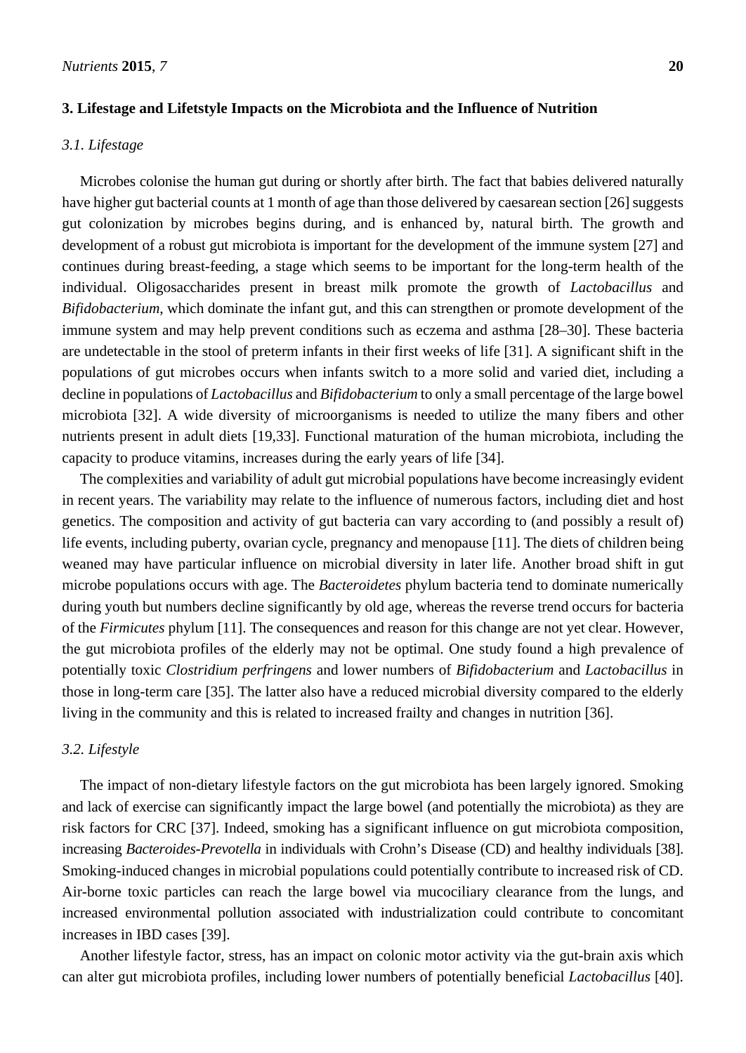## 3. Lifestage and Lifetstyle Impacts on the Microbiota and the Influence of Nutrition

### 3.1. Lifestage

Microbes colonise the human gut during or shortly after birth. The fact that babies delivered naturally have higher gut bacterial counts at 1 month of age than those delivered by caesarean section [26] suggests gut colonization by microbes begins during, and is enhanced by, natural birth. The growth and development of a robust gut microbiota is important for the development of the immune system [27] and continues during breast-feeding, a stage which seems to be important for the long-term health of the individual. Oligosaccharides present in breast milk promote the growth of *Lactobacillus* and *Bifidobacterium*, which dominate the infant gut, and this can strengthen or promote development of the immune system and may help prevent conditions such as eczema and asthma [28–30]. These bacteria are undetectable in the stool of preterm infants in their first weeks of life [31]. A significant shift in the populations of gut microbes occurs when infants switch to a more solid and varied diet, including a decline in populations of *Lactobacillus* and *Bifidobacterium* to only a small percentage of the large bowel microbiota [32]. A wide diversity of microorganisms is needed to utilize the many fibers and other nutrients present in adult diets [19,33]. Functional maturation of the human microbiota, including the capacity to produce vitamins, increases during the early years of life [34].

The complexities and variability of adult gut microbial populations have become increasingly evident in recent years. The variability may relate to the influence of numerous factors, including diet and host genetics. The composition and activity of gut bacteria can vary according to (and possibly a result of) life events, including puberty, ovarian cycle, pregnancy and menopause [11]. The diets of children being weaned may have particular influence on microbial diversity in later life. Another broad shift in gut microbe populations occurs with age. The *Bacteroidetes* phylum bacteria tend to dominate numerically during youth but numbers decline significantly by old age, whereas the reverse trend occurs for bacteria of the *Firmicutes* phylum [11]. The consequences and reason for this change are not yet clear. However, the gut microbiota profiles of the elderly may not be optimal. One study found a high prevalence of potentially toxic *Clostridium perfringens* and lower numbers of *Bifidobacterium* and *Lactobacillus* in those in long-term care [35]. The latter also have a reduced microbial diversity compared to the elderly living in the community and this is related to increased frailty and changes in nutrition [36].

### 3.2. Lifestyle

The impact of non-dietary lifestyle factors on the gut microbiota has been largely ignored. Smoking and lack of exercise can significantly impact the large bowel (and potentially the microbiota) as they are risk factors for CRC [37]. Indeed, smoking has a significant influence on gut microbiota composition, increasing *Bacteroides-Prevotella* in individuals with Crohn's Disease (CD) and healthy individuals [38]. Smoking-induced changes in microbial populations could potentially contribute to increased risk of CD. Air-borne toxic particles can reach the large bowel via mucociliary clearance from the lungs, and increased environmental pollution associated with industrialization could contribute to concomitant increases in IBD cases [39].

Another lifestyle factor, stress, has an impact on colonic motor activity via the gut-brain axis which can alter gut microbiota profiles, including lower numbers of potentially beneficial *Lactobacillus* [40].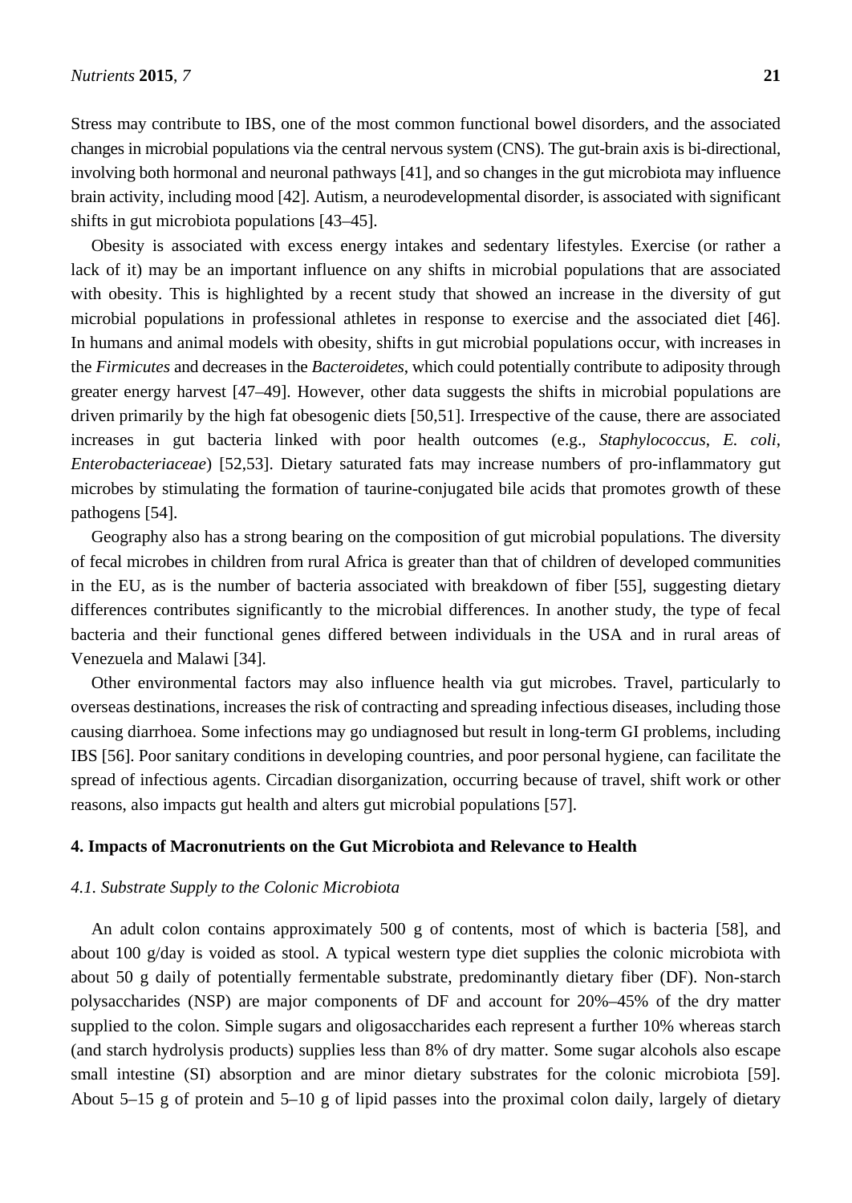Stress may contribute to IBS, one of the most common functional bowel disorders, and the associated changes in microbial populations via the central nervous system (CNS). The gut-brain axis is bi-directional, involving both hormonal and neuronal pathways [41], and so changes in the gut microbiota may influence brain activity, including mood [42]. Autism, a neurodevelopmental disorder, is associated with significant shifts in gut microbiota populations [43–45].

Obesity is associated with excess energy intakes and sedentary lifestyles. Exercise (or rather a lack of it) may be an important influence on any shifts in microbial populations that are associated with obesity. This is highlighted by a recent study that showed an increase in the diversity of gut microbial populations in professional athletes in response to exercise and the associated diet [46]. In humans and animal models with obesity, shifts in gut microbial populations occur, with increases in the *Firmicutes* and decreases in the *Bacteroidetes*, which could potentially contribute to adiposity through greater energy harvest [47–49]. However, other data suggests the shifts in microbial populations are driven primarily by the high fat obesogenic diets [50,51]. Irrespective of the cause, there are associated increases in gut bacteria linked with poor health outcomes (e.g., *Staphylococcus*, *E. coli*, *Enterobacteriaceae*) [52,53]. Dietary saturated fats may increase numbers of pro-inflammatory gut microbes by stimulating the formation of taurine-conjugated bile acids that promotes growth of these pathogens [54].

Geography also has a strong bearing on the composition of gut microbial populations. The diversity of fecal microbes in children from rural Africa is greater than that of children of developed communities in the EU, as is the number of bacteria associated with breakdown of fiber [55], suggesting dietary differences contributes significantly to the microbial differences. In another study, the type of fecal bacteria and their functional genes differed between individuals in the USA and in rural areas of Venezuela and Malawi [34].

Other environmental factors may also influence health via gut microbes. Travel, particularly to overseas destinations, increases the risk of contracting and spreading infectious diseases, including those causing diarrhoea. Some infections may go undiagnosed but result in long-term GI problems, including IBS [56]. Poor sanitary conditions in developing countries, and poor personal hygiene, can facilitate the spread of infectious agents. Circadian disorganization, occurring because of travel, shift work or other reasons, also impacts gut health and alters gut microbial populations [57].

## 4. Impacts of Macronutrients on the Gut Microbiota and Relevance to Health

### 4.1. Substrate Supply to the Colonic Microbiota

An adult colon contains approximately 500 g of contents, most of which is bacteria [58], and about 100 g/day is voided as stool. A typical western type diet supplies the colonic microbiota with about 50 g daily of potentially fermentable substrate, predominantly dietary fiber (DF). Non-starch polysaccharides (NSP) are major components of DF and account for 20%–45% of the dry matter supplied to the colon. Simple sugars and oligosaccharides each represent a further 10% whereas starch (and starch hydrolysis products) supplies less than 8% of dry matter. Some sugar alcohols also escape small intestine (SI) absorption and are minor dietary substrates for the colonic microbiota [59]. About 5–15 g of protein and 5–10 g of lipid passes into the proximal colon daily, largely of dietary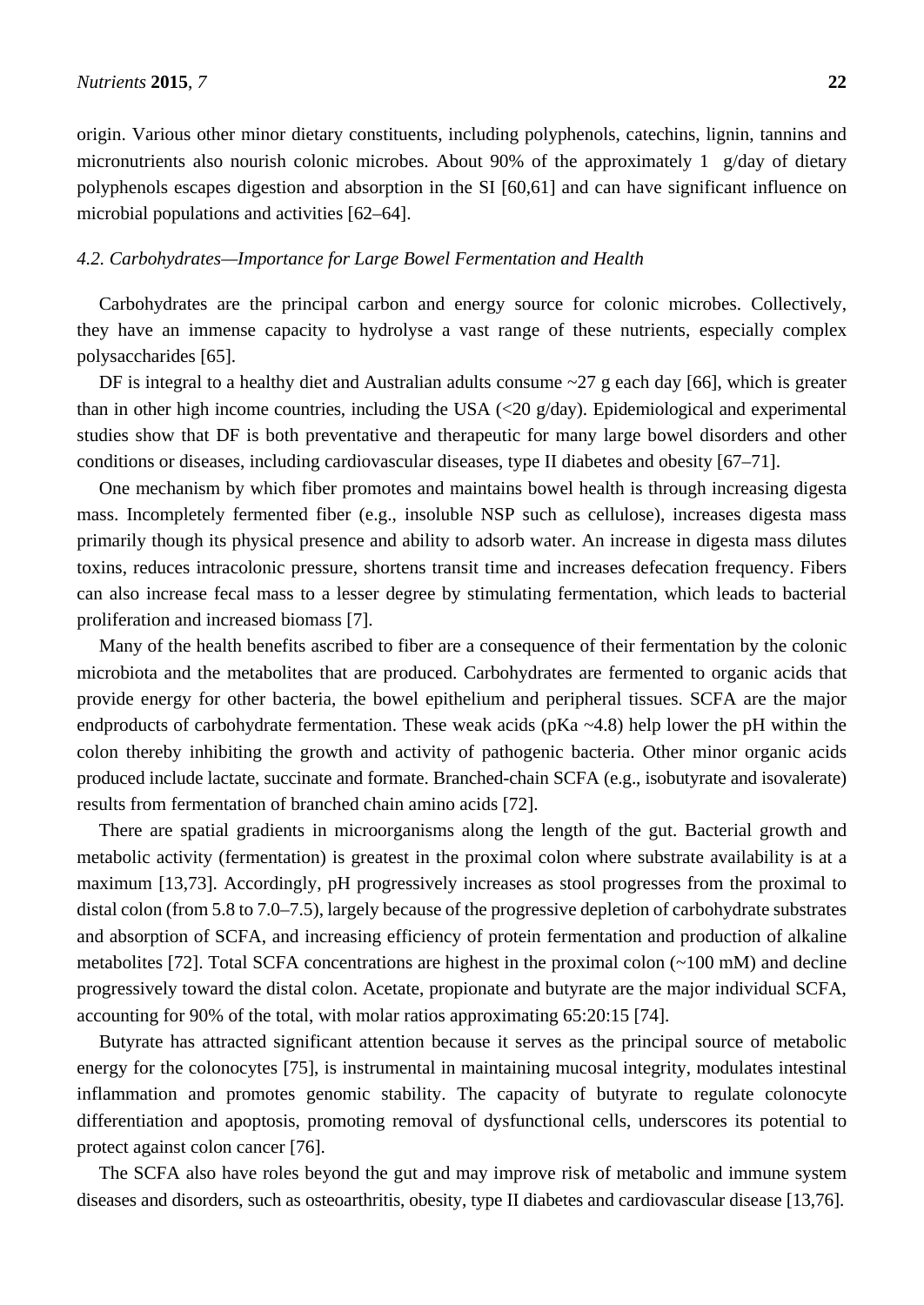origin. Various other minor dietary constituents, including polyphenols, catechins, lignin, tannins and micronutrients also nourish colonic microbes. About 90% of the approximately 1 g/day of dietary polyphenols escapes digestion and absorption in the SI [60,61] and can have significant influence on microbial populations and activities [62–64].

### *4.2. Carbohydrates—Importance for Large Bowel Fermentation and Health*

Carbohydrates are the principal carbon and energy source for colonic microbes. Collectively, they have an immense capacity to hydrolyse a vast range of these nutrients, especially complex polysaccharides [65].

DF is integral to a healthy diet and Australian adults consume ~27 g each day [66], which is greater than in other high income countries, including the USA (<20 g/day). Epidemiological and experimental studies show that DF is both preventative and therapeutic for many large bowel disorders and other conditions or diseases, including cardiovascular diseases, type II diabetes and obesity [67–71].

One mechanism by which fiber promotes and maintains bowel health is through increasing digesta mass. Incompletely fermented fiber (e.g., insoluble NSP such as cellulose), increases digesta mass primarily though its physical presence and ability to adsorb water. An increase in digesta mass dilutes toxins, reduces intracolonic pressure, shortens transit time and increases defecation frequency. Fibers can also increase fecal mass to a lesser degree by stimulating fermentation, which leads to bacterial proliferation and increased biomass [7].

Many of the health benefits ascribed to fiber are a consequence of their fermentation by the colonic microbiota and the metabolites that are produced. Carbohydrates are fermented to organic acids that provide energy for other bacteria, the bowel epithelium and peripheral tissues. SCFA are the major endproducts of carbohydrate fermentation. These weak acids (pKa ~4.8) help lower the pH within the colon thereby inhibiting the growth and activity of pathogenic bacteria. Other minor organic acids produced include lactate, succinate and formate. Branched-chain SCFA (e.g., isobutyrate and isovalerate) results from fermentation of branched chain amino acids [72].

There are spatial gradients in microorganisms along the length of the gut. Bacterial growth and metabolic activity (fermentation) is greatest in the proximal colon where substrate availability is at a maximum [13,73]. Accordingly, pH progressively increases as stool progresses from the proximal to distal colon (from 5.8 to 7.0–7.5), largely because of the progressive depletion of carbohydrate substrates and absorption of SCFA, and increasing efficiency of protein fermentation and production of alkaline metabolites [72]. Total SCFA concentrations are highest in the proximal colon (~100 mM) and decline progressively toward the distal colon. Acetate, propionate and butyrate are the major individual SCFA, accounting for 90% of the total, with molar ratios approximating 65:20:15 [74].

Butyrate has attracted significant attention because it serves as the principal source of metabolic energy for the colonocytes [75], is instrumental in maintaining mucosal integrity, modulates intestinal inflammation and promotes genomic stability. The capacity of butyrate to regulate colonocyte differentiation and apoptosis, promoting removal of dysfunctional cells, underscores its potential to protect against colon cancer [76].

The SCFA also have roles beyond the gut and may improve risk of metabolic and immune system diseases and disorders, such as osteoarthritis, obesity, type II diabetes and cardiovascular disease [13,76].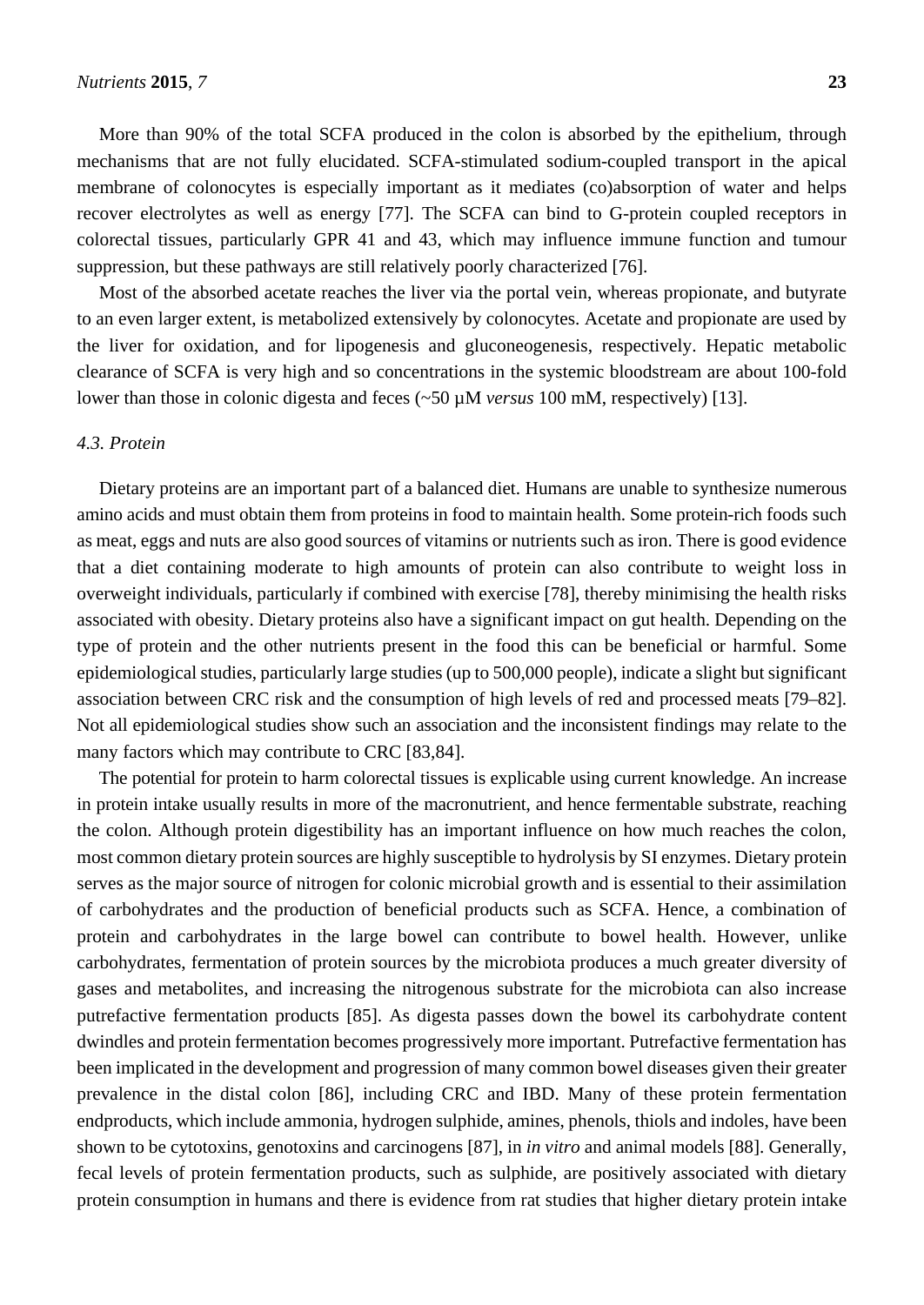More than 90% of the total SCFA produced in the colon is absorbed by the epithelium, through mechanisms that are not fully elucidated. SCFA-stimulated sodium-coupled transport in the apical membrane of colonocytes is especially important as it mediates (co)absorption of water and helps recover electrolytes as well as energy [77]. The SCFA can bind to G-protein coupled receptors in colorectal tissues, particularly GPR 41 and 43, which may influence immune function and tumour suppression, but these pathways are still relatively poorly characterized [76].

Most of the absorbed acetate reaches the liver via the portal vein, whereas propionate, and butyrate to an even larger extent, is metabolized extensively by colonocytes. Acetate and propionate are used by the liver for oxidation, and for lipogenesis and gluconeogenesis, respectively. Hepatic metabolic clearance of SCFA is very high and so concentrations in the systemic bloodstream are about 100-fold lower than those in colonic digesta and feces (~50 µM *versus* 100 mM, respectively) [13].

### *4.3. Protein*

Dietary proteins are an important part of a balanced diet. Humans are unable to synthesize numerous amino acids and must obtain them from proteins in food to maintain health. Some protein-rich foods such as meat, eggs and nuts are also good sources of vitamins or nutrients such as iron. There is good evidence that a diet containing moderate to high amounts of protein can also contribute to weight loss in overweight individuals, particularly if combined with exercise [78], thereby minimising the health risks associated with obesity. Dietary proteins also have a significant impact on gut health. Depending on the type of protein and the other nutrients present in the food this can be beneficial or harmful. Some epidemiological studies, particularly large studies (up to 500,000 people), indicate a slight but significant association between CRC risk and the consumption of high levels of red and processed meats [79–82]. Not all epidemiological studies show such an association and the inconsistent findings may relate to the many factors which may contribute to CRC [83,84].

The potential for protein to harm colorectal tissues is explicable using current knowledge. An increase in protein intake usually results in more of the macronutrient, and hence fermentable substrate, reaching the colon. Although protein digestibility has an important influence on how much reaches the colon, most common dietary protein sources are highly susceptible to hydrolysis by SI enzymes. Dietary protein serves as the major source of nitrogen for colonic microbial growth and is essential to their assimilation of carbohydrates and the production of beneficial products such as SCFA. Hence, a combination of protein and carbohydrates in the large bowel can contribute to bowel health. However, unlike carbohydrates, fermentation of protein sources by the microbiota produces a much greater diversity of gases and metabolites, and increasing the nitrogenous substrate for the microbiota can also increase putrefactive fermentation products [85]. As digesta passes down the bowel its carbohydrate content dwindles and protein fermentation becomes progressively more important. Putrefactive fermentation has been implicated in the development and progression of many common bowel diseases given their greater prevalence in the distal colon [86], including CRC and IBD. Many of these protein fermentation endproducts, which include ammonia, hydrogen sulphide, amines, phenols, thiols and indoles, have been shown to be cytotoxins, genotoxins and carcinogens [87], in *in vitro* and animal models [88]. Generally, fecal levels of protein fermentation products, such as sulphide, are positively associated with dietary protein consumption in humans and there is evidence from rat studies that higher dietary protein intake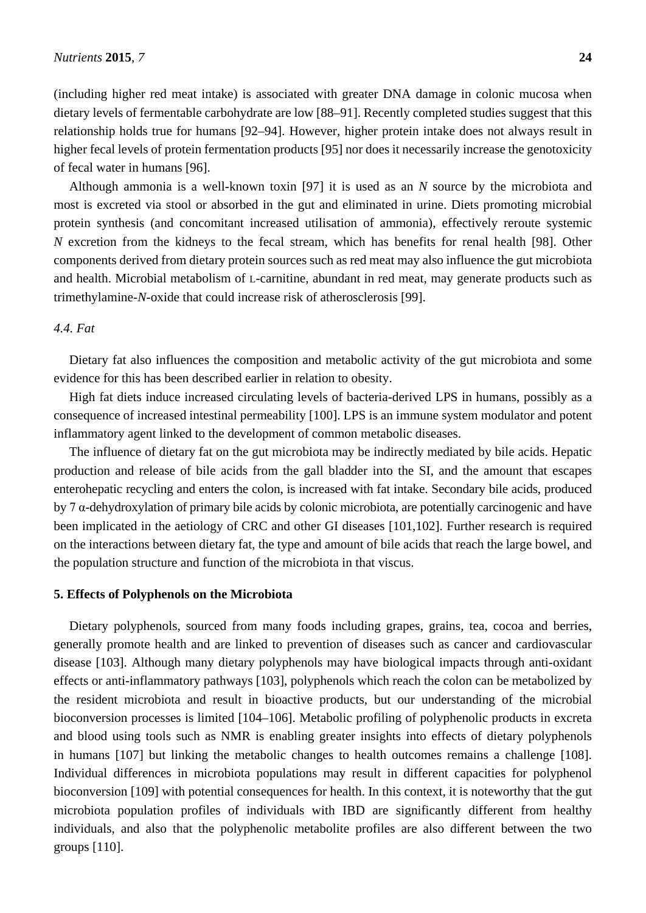(including higher red meat intake) is associated with greater DNA damage in colonic mucosa when dietary levels of fermentable carbohydrate are low [88–91]. Recently completed studies suggest that this relationship holds true for humans [92–94]. However, higher protein intake does not always result in higher fecal levels of protein fermentation products [95] nor does it necessarily increase the genotoxicity of fecal water in humans [96].

Although ammonia is a well-known toxin [97] it is used as an *N* source by the microbiota and most is excreted via stool or absorbed in the gut and eliminated in urine. Diets promoting microbial protein synthesis (and concomitant increased utilisation of ammonia), effectively reroute systemic *N* excretion from the kidneys to the fecal stream, which has benefits for renal health [98]. Other components derived from dietary protein sources such as red meat may also influence the gut microbiota and health. Microbial metabolism of L-carnitine, abundant in red meat, may generate products such as trimethylamine-*N*-oxide that could increase risk of atherosclerosis [99].

### *4.4. Fat*

Dietary fat also influences the composition and metabolic activity of the gut microbiota and some evidence for this has been described earlier in relation to obesity.

High fat diets induce increased circulating levels of bacteria-derived LPS in humans, possibly as a consequence of increased intestinal permeability [100]. LPS is an immune system modulator and potent inflammatory agent linked to the development of common metabolic diseases.

The influence of dietary fat on the gut microbiota may be indirectly mediated by bile acids. Hepatic production and release of bile acids from the gall bladder into the SI, and the amount that escapes enterohepatic recycling and enters the colon, is increased with fat intake. Secondary bile acids, produced by 7 α-dehydroxylation of primary bile acids by colonic microbiota, are potentially carcinogenic and have been implicated in the aetiology of CRC and other GI diseases [101,102]. Further research is required on the interactions between dietary fat, the type and amount of bile acids that reach the large bowel, and the population structure and function of the microbiota in that viscus.

## **5. Effects of Polyphenols on the Microbiota**

Dietary polyphenols, sourced from many foods including grapes, grains, tea, cocoa and berries, generally promote health and are linked to prevention of diseases such as cancer and cardiovascular disease [103]. Although many dietary polyphenols may have biological impacts through anti-oxidant effects or anti-inflammatory pathways [103], polyphenols which reach the colon can be metabolized by the resident microbiota and result in bioactive products, but our understanding of the microbial bioconversion processes is limited [104–106]. Metabolic profiling of polyphenolic products in excreta and blood using tools such as NMR is enabling greater insights into effects of dietary polyphenols in humans [107] but linking the metabolic changes to health outcomes remains a challenge [108]. Individual differences in microbiota populations may result in different capacities for polyphenol bioconversion [109] with potential consequences for health. In this context, it is noteworthy that the gut microbiota population profiles of individuals with IBD are significantly different from healthy individuals, and also that the polyphenolic metabolite profiles are also different between the two groups [110].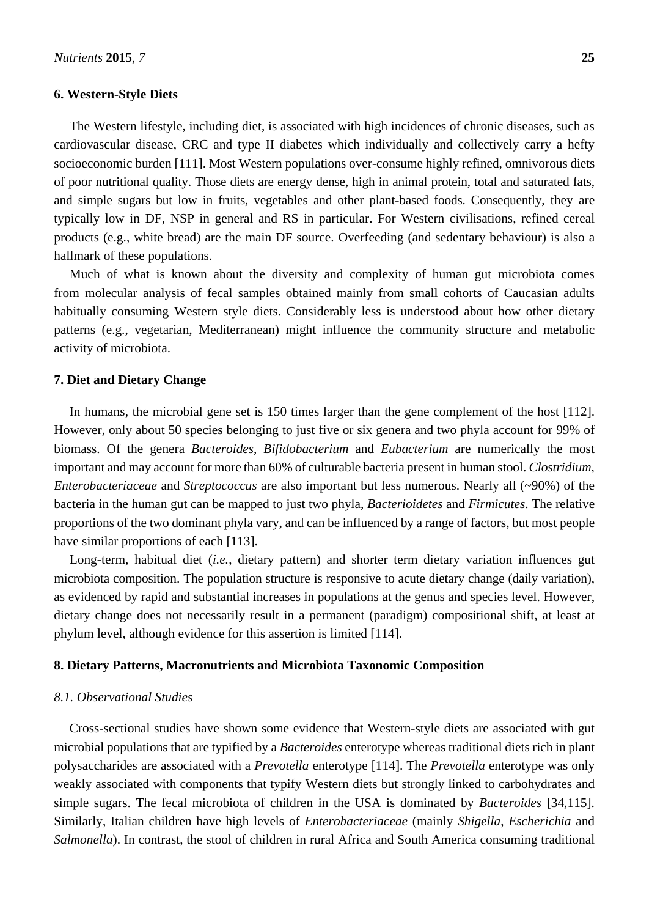## 6. Western-Style Diets

The Western lifestyle, including diet, is associated with high incidences of chronic diseases, such as cardiovascular disease, CRC and type II diabetes which individually and collectively carry a hefty socioeconomic burden [111]. Most Western populations over-consume highly refined, omnivorous diets of poor nutritional quality. Those diets are energy dense, high in animal protein, total and saturated fats, and simple sugars but low in fruits, vegetables and other plant-based foods. Consequently, they are typically low in DF, NSP in general and RS in particular. For Western civilisations, refined cereal products (e.g., white bread) are the main DF source. Overfeeding (and sedentary behaviour) is also a hallmark of these populations.

Much of what is known about the diversity and complexity of human gut microbiota comes from molecular analysis of fecal samples obtained mainly from small cohorts of Caucasian adults habitually consuming Western style diets. Considerably less is understood about how other dietary patterns (e.g., vegetarian, Mediterranean) might influence the community structure and metabolic activity of microbiota.

## 7. Diet and Dietary Change

In humans, the microbial gene set is 150 times larger than the gene complement of the host [112]. However, only about 50 species belonging to just five or six genera and two phyla account for 99% of biomass. Of the genera *Bacteroides*, *Bifidobacterium* and *Eubacterium* are numerically the most important and may account for more than 60% of culturable bacteria present in human stool. *Clostridium*, *Enterobacteriaceae* and *Streptococcus* are also important but less numerous. Nearly all (~90%) of the bacteria in the human gut can be mapped to just two phyla, *Bacterioidetes* and *Firmicutes*. The relative proportions of the two dominant phyla vary, and can be influenced by a range of factors, but most people have similar proportions of each [113].

Long-term, habitual diet (*i.e.*, dietary pattern) and shorter term dietary variation influences gut microbiota composition. The population structure is responsive to acute dietary change (daily variation), as evidenced by rapid and substantial increases in populations at the genus and species level. However, dietary change does not necessarily result in a permanent (paradigm) compositional shift, at least at phylum level, although evidence for this assertion is limited [114].

## 8. Dietary Patterns, Macronutrients and Microbiota Taxonomic Composition

### *8.1. Observational Studies*

Cross-sectional studies have shown some evidence that Western-style diets are associated with gut microbial populations that are typified by a *Bacteroides* enterotype whereas traditional diets rich in plant polysaccharides are associated with a *Prevotella* enterotype [114]. The *Prevotella* enterotype was only weakly associated with components that typify Western diets but strongly linked to carbohydrates and simple sugars. The fecal microbiota of children in the USA is dominated by *Bacteroides* [34,115]. Similarly, Italian children have high levels of *Enterobacteriaceae* (mainly *Shigella*, *Escherichia* and *Salmonella*). In contrast, the stool of children in rural Africa and South America consuming traditional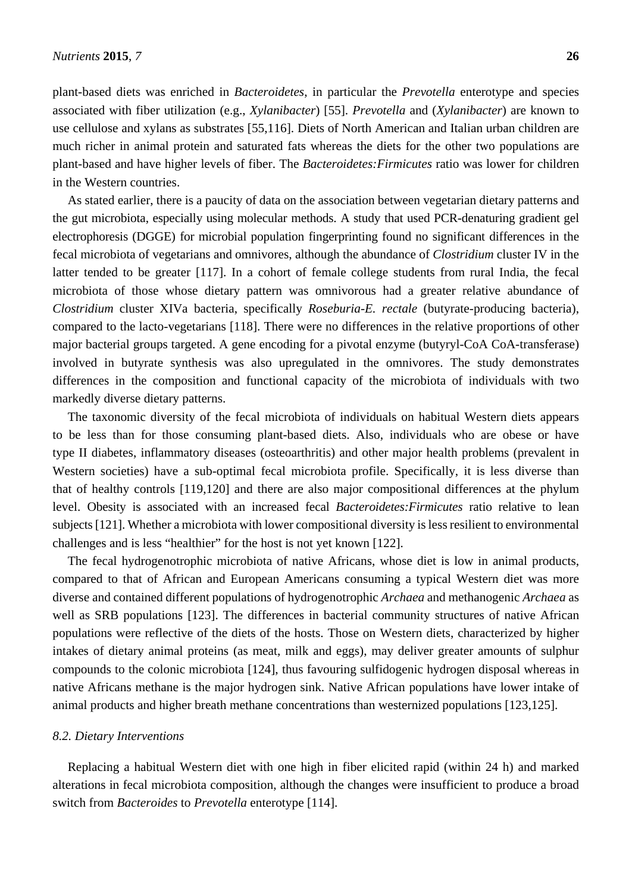plant-based diets was enriched in *Bacteroidetes*, in particular the *Prevotella* enterotype and species associated with fiber utilization (e.g., *Xylanibacter*) [55]. *Prevotella* and (*Xylanibacter*) are known to use cellulose and xylans as substrates [55,116]. Diets of North American and Italian urban children are much richer in animal protein and saturated fats whereas the diets for the other two populations are plant-based and have higher levels of fiber. The *Bacteroidetes:Firmicutes* ratio was lower for children in the Western countries.

As stated earlier, there is a paucity of data on the association between vegetarian dietary patterns and the gut microbiota, especially using molecular methods. A study that used PCR-denaturing gradient gel electrophoresis (DGGE) for microbial population fingerprinting found no significant differences in the fecal microbiota of vegetarians and omnivores, although the abundance of *Clostridium* cluster IV in the latter tended to be greater [117]. In a cohort of female college students from rural India, the fecal microbiota of those whose dietary pattern was omnivorous had a greater relative abundance of *Clostridium* cluster XIVa bacteria, specifically *Roseburia-E. rectale* (butyrate-producing bacteria), compared to the lacto-vegetarians [118]. There were no differences in the relative proportions of other major bacterial groups targeted. A gene encoding for a pivotal enzyme (butyryl-CoA CoA-transferase) involved in butyrate synthesis was also upregulated in the omnivores. The study demonstrates differences in the composition and functional capacity of the microbiota of individuals with two markedly diverse dietary patterns.

The taxonomic diversity of the fecal microbiota of individuals on habitual Western diets appears to be less than for those consuming plant-based diets. Also, individuals who are obese or have type II diabetes, inflammatory diseases (osteoarthritis) and other major health problems (prevalent in Western societies) have a sub-optimal fecal microbiota profile. Specifically, it is less diverse than that of healthy controls [119,120] and there are also major compositional differences at the phylum level. Obesity is associated with an increased fecal *Bacteroidetes:Firmicutes* ratio relative to lean subjects [121]. Whether a microbiota with lower compositional diversity is less resilient to environmental challenges and is less "healthier" for the host is not yet known [122].

The fecal hydrogenotrophic microbiota of native Africans, whose diet is low in animal products, compared to that of African and European Americans consuming a typical Western diet was more diverse and contained different populations of hydrogenotrophic *Archaea* and methanogenic *Archaea* as well as SRB populations [123]. The differences in bacterial community structures of native African populations were reflective of the diets of the hosts. Those on Western diets, characterized by higher intakes of dietary animal proteins (as meat, milk and eggs), may deliver greater amounts of sulphur compounds to the colonic microbiota [124], thus favouring sulfidogenic hydrogen disposal whereas in native Africans methane is the major hydrogen sink. Native African populations have lower intake of animal products and higher breath methane concentrations than westernized populations [123,125].

### *8.2. Dietary Interventions*

Replacing a habitual Western diet with one high in fiber elicited rapid (within 24 h) and marked alterations in fecal microbiota composition, although the changes were insufficient to produce a broad switch from *Bacteroides* to *Prevotella* enterotype [114].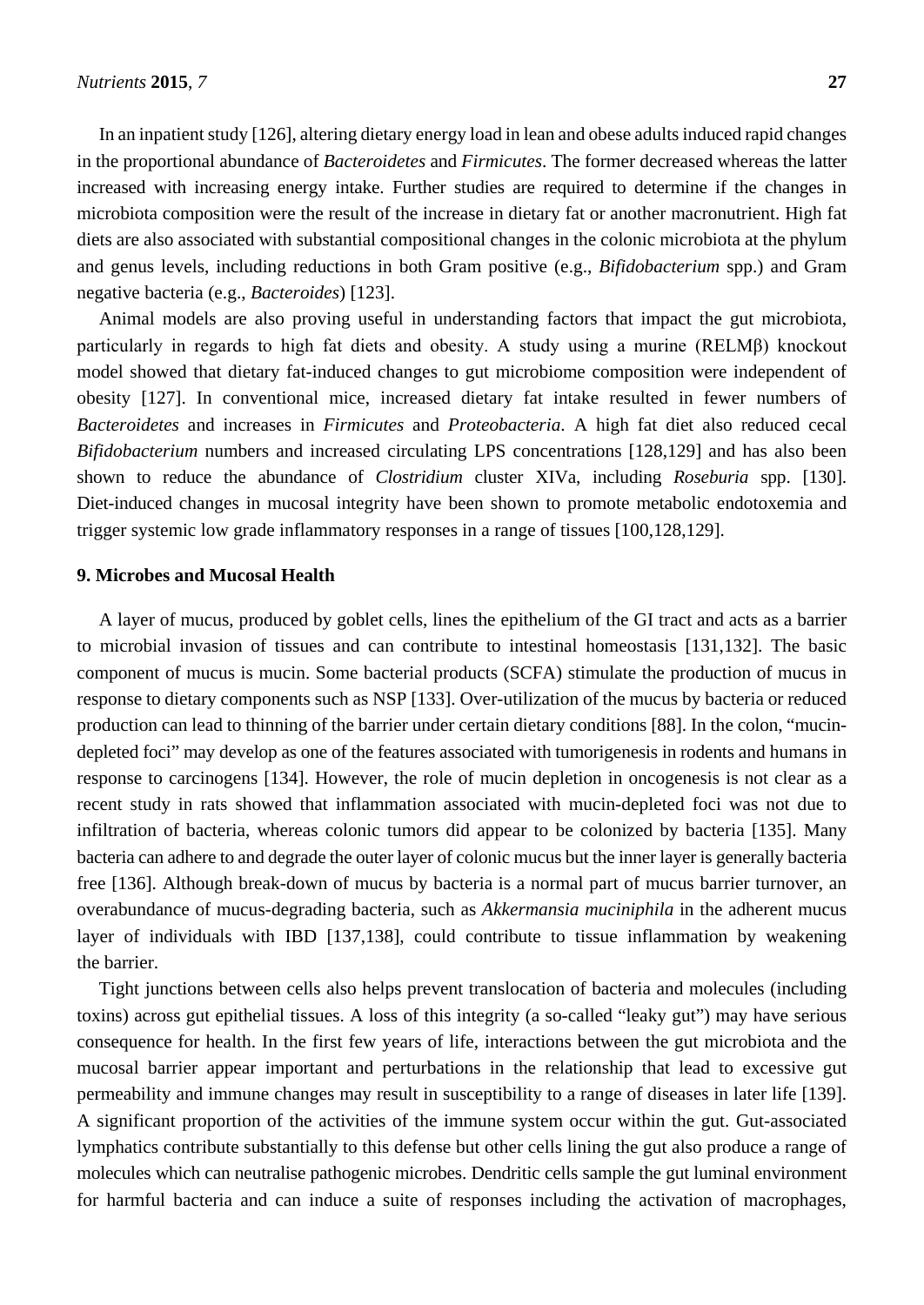In an inpatient study [126], altering dietary energy load in lean and obese adults induced rapid changes in the proportional abundance of *Bacteroidetes* and *Firmicutes*. The former decreased whereas the latter increased with increasing energy intake. Further studies are required to determine if the changes in microbiota composition were the result of the increase in dietary fat or another macronutrient. High fat diets are also associated with substantial compositional changes in the colonic microbiota at the phylum and genus levels, including reductions in both Gram positive (e.g., *Bifidobacterium* spp.) and Gram negative bacteria (e.g., *Bacteroides*) [123].

Animal models are also proving useful in understanding factors that impact the gut microbiota, particularly in regards to high fat diets and obesity. A study using a murine (RELMβ) knockout model showed that dietary fat-induced changes to gut microbiome composition were independent of obesity [127]. In conventional mice, increased dietary fat intake resulted in fewer numbers of *Bacteroidetes* and increases in *Firmicutes* and *Proteobacteria*. A high fat diet also reduced cecal *Bifidobacterium* numbers and increased circulating LPS concentrations [128,129] and has also been shown to reduce the abundance of *Clostridium* cluster XIVa, including *Roseburia* spp. [130]. Diet-induced changes in mucosal integrity have been shown to promote metabolic endotoxemia and trigger systemic low grade inflammatory responses in a range of tissues [100,128,129].

## 9. Microbes and Mucosal Health

A layer of mucus, produced by goblet cells, lines the epithelium of the GI tract and acts as a barrier to microbial invasion of tissues and can contribute to intestinal homeostasis [131,132]. The basic component of mucus is mucin. Some bacterial products (SCFA) stimulate the production of mucus in response to dietary components such as NSP [133]. Over-utilization of the mucus by bacteria or reduced production can lead to thinning of the barrier under certain dietary conditions [88]. In the colon, "mucin-depleted foci" may develop as one of the features associated with tumorigenesis in rodents and humans in response to carcinogens [134]. However, the role of mucin depletion in oncogenesis is not clear as a recent study in rats showed that inflammation associated with mucin-depleted foci was not due to infiltration of bacteria, whereas colonic tumors did appear to be colonized by bacteria [135]. Many bacteria can adhere to and degrade the outer layer of colonic mucus but the inner layer is generally bacteria free [136]. Although break-down of mucus by bacteria is a normal part of mucus barrier turnover, an overabundance of mucus-degrading bacteria, such as *Akkermansia muciniphila* in the adherent mucus layer of individuals with IBD [137,138], could contribute to tissue inflammation by weakening the barrier.

Tight junctions between cells also helps prevent translocation of bacteria and molecules (including toxins) across gut epithelial tissues. A loss of this integrity (a so-called "leaky gut") may have serious consequence for health. In the first few years of life, interactions between the gut microbiota and the mucosal barrier appear important and perturbations in the relationship that lead to excessive gut permeability and immune changes may result in susceptibility to a range of diseases in later life [139]. A significant proportion of the activities of the immune system occur within the gut. Gut-associated lymphatics contribute substantially to this defense but other cells lining the gut also produce a range of molecules which can neutralise pathogenic microbes. Dendritic cells sample the gut luminal environment for harmful bacteria and can induce a suite of responses including the activation of macrophages,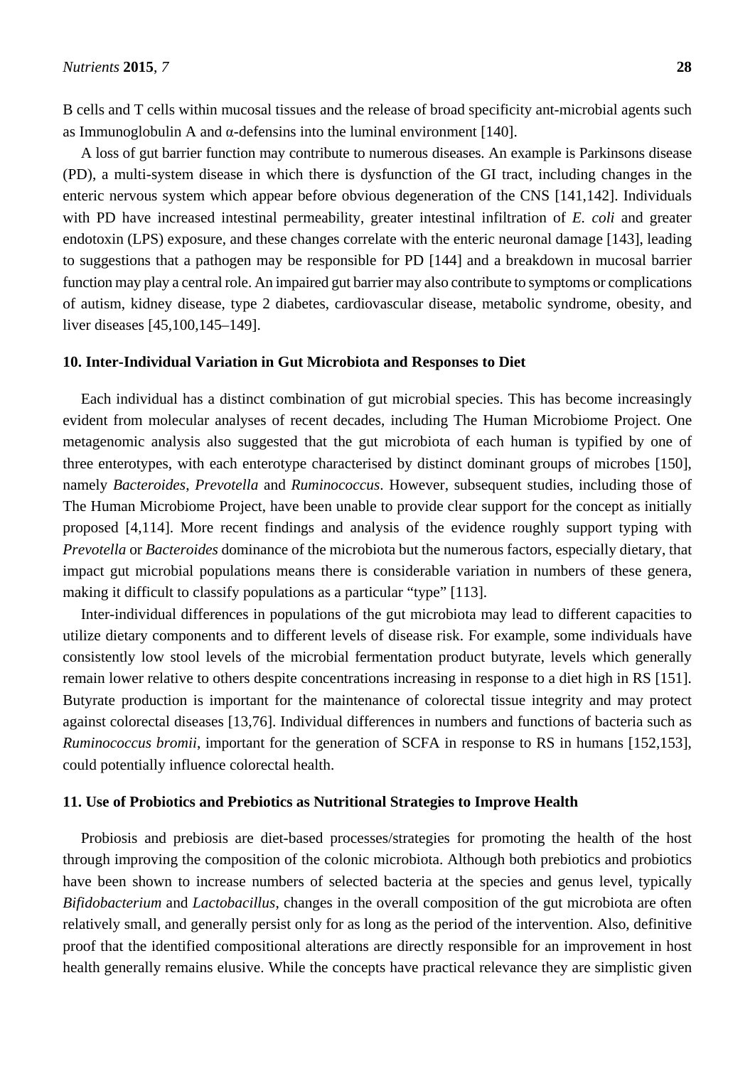B cells and T cells within mucosal tissues and the release of broad specificity ant-microbial agents such as Immunoglobulin A and α-defensins into the luminal environment [140].

A loss of gut barrier function may contribute to numerous diseases. An example is Parkinsons disease (PD), a multi-system disease in which there is dysfunction of the GI tract, including changes in the enteric nervous system which appear before obvious degeneration of the CNS [141,142]. Individuals with PD have increased intestinal permeability, greater intestinal infiltration of *E. coli* and greater endotoxin (LPS) exposure, and these changes correlate with the enteric neuronal damage [143], leading to suggestions that a pathogen may be responsible for PD [144] and a breakdown in mucosal barrier function may play a central role. An impaired gut barrier may also contribute to symptoms or complications of autism, kidney disease, type 2 diabetes, cardiovascular disease, metabolic syndrome, obesity, and liver diseases [45,100,145–149].

## 10. Inter-Individual Variation in Gut Microbiota and Responses to Diet

Each individual has a distinct combination of gut microbial species. This has become increasingly evident from molecular analyses of recent decades, including The Human Microbiome Project. One metagenomic analysis also suggested that the gut microbiota of each human is typified by one of three enterotypes, with each enterotype characterised by distinct dominant groups of microbes [150], namely *Bacteroides*, *Prevotella* and *Ruminococcus*. However, subsequent studies, including those of The Human Microbiome Project, have been unable to provide clear support for the concept as initially proposed [4,114]. More recent findings and analysis of the evidence roughly support typing with *Prevotella* or *Bacteroides* dominance of the microbiota but the numerous factors, especially dietary, that impact gut microbial populations means there is considerable variation in numbers of these genera, making it difficult to classify populations as a particular "type" [113].

Inter-individual differences in populations of the gut microbiota may lead to different capacities to utilize dietary components and to different levels of disease risk. For example, some individuals have consistently low stool levels of the microbial fermentation product butyrate, levels which generally remain lower relative to others despite concentrations increasing in response to a diet high in RS [151]. Butyrate production is important for the maintenance of colorectal tissue integrity and may protect against colorectal diseases [13,76]. Individual differences in numbers and functions of bacteria such as *Ruminococcus bromii*, important for the generation of SCFA in response to RS in humans [152,153], could potentially influence colorectal health.

## 11. Use of Probiotics and Prebiotics as Nutritional Strategies to Improve Health

Probiosis and prebiosis are diet-based processes/strategies for promoting the health of the host through improving the composition of the colonic microbiota. Although both prebiotics and probiotics have been shown to increase numbers of selected bacteria at the species and genus level, typically *Bifidobacterium* and *Lactobacillus*, changes in the overall composition of the gut microbiota are often relatively small, and generally persist only for as long as the period of the intervention. Also, definitive proof that the identified compositional alterations are directly responsible for an improvement in host health generally remains elusive. While the concepts have practical relevance they are simplistic given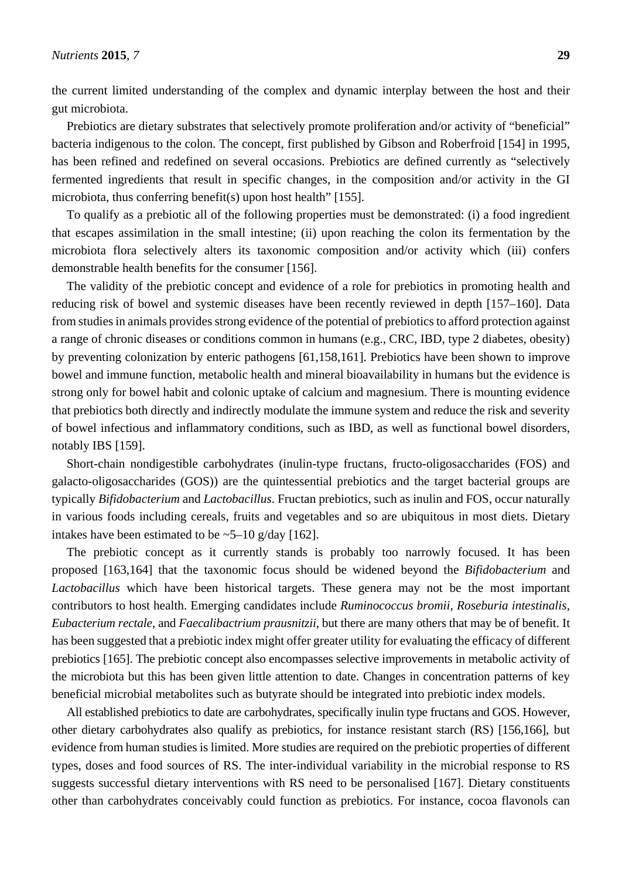the current limited understanding of the complex and dynamic interplay between the host and their gut microbiota.

Prebiotics are dietary substrates that selectively promote proliferation and/or activity of "beneficial" bacteria indigenous to the colon. The concept, first published by Gibson and Roberfroid [154] in 1995, has been refined and redefined on several occasions. Prebiotics are defined currently as "selectively fermented ingredients that result in specific changes, in the composition and/or activity in the GI microbiota, thus conferring benefit(s) upon host health" [155].

To qualify as a prebiotic all of the following properties must be demonstrated: (i) a food ingredient that escapes assimilation in the small intestine; (ii) upon reaching the colon its fermentation by the microbiota flora selectively alters its taxonomic composition and/or activity which (iii) confers demonstrable health benefits for the consumer [156].

The validity of the prebiotic concept and evidence of a role for prebiotics in promoting health and reducing risk of bowel and systemic diseases have been recently reviewed in depth [157–160]. Data from studies in animals provides strong evidence of the potential of prebiotics to afford protection against a range of chronic diseases or conditions common in humans (e.g., CRC, IBD, type 2 diabetes, obesity) by preventing colonization by enteric pathogens [61,158,161]. Prebiotics have been shown to improve bowel and immune function, metabolic health and mineral bioavailability in humans but the evidence is strong only for bowel habit and colonic uptake of calcium and magnesium. There is mounting evidence that prebiotics both directly and indirectly modulate the immune system and reduce the risk and severity of bowel infectious and inflammatory conditions, such as IBD, as well as functional bowel disorders, notably IBS [159].

Short-chain nondigestible carbohydrates (inulin-type fructans, fructo-oligosaccharides (FOS) and galacto-oligosaccharides (GOS)) are the quintessential prebiotics and the target bacterial groups are typically *Bifidobacterium* and *Lactobacillus*. Fructan prebiotics, such as inulin and FOS, occur naturally in various foods including cereals, fruits and vegetables and so are ubiquitous in most diets. Dietary intakes have been estimated to be ~5–10 g/day [162].

The prebiotic concept as it currently stands is probably too narrowly focused. It has been proposed [163,164] that the taxonomic focus should be widened beyond the *Bifidobacterium* and *Lactobacillus* which have been historical targets. These genera may not be the most important contributors to host health. Emerging candidates include *Ruminococcus bromii*, *Roseburia intestinalis*, *Eubacterium rectale*, and *Faecalibactrium prausnitzii*, but there are many others that may be of benefit. It has been suggested that a prebiotic index might offer greater utility for evaluating the efficacy of different prebiotics [165]. The prebiotic concept also encompasses selective improvements in metabolic activity of the microbiota but this has been given little attention to date. Changes in concentration patterns of key beneficial microbial metabolites such as butyrate should be integrated into prebiotic index models.

All established prebiotics to date are carbohydrates, specifically inulin type fructans and GOS. However, other dietary carbohydrates also qualify as prebiotics, for instance resistant starch (RS) [156,166], but evidence from human studies is limited. More studies are required on the prebiotic properties of different types, doses and food sources of RS. The inter-individual variability in the microbial response to RS suggests successful dietary interventions with RS need to be personalised [167]. Dietary constituents other than carbohydrates conceivably could function as prebiotics. For instance, cocoa flavonols can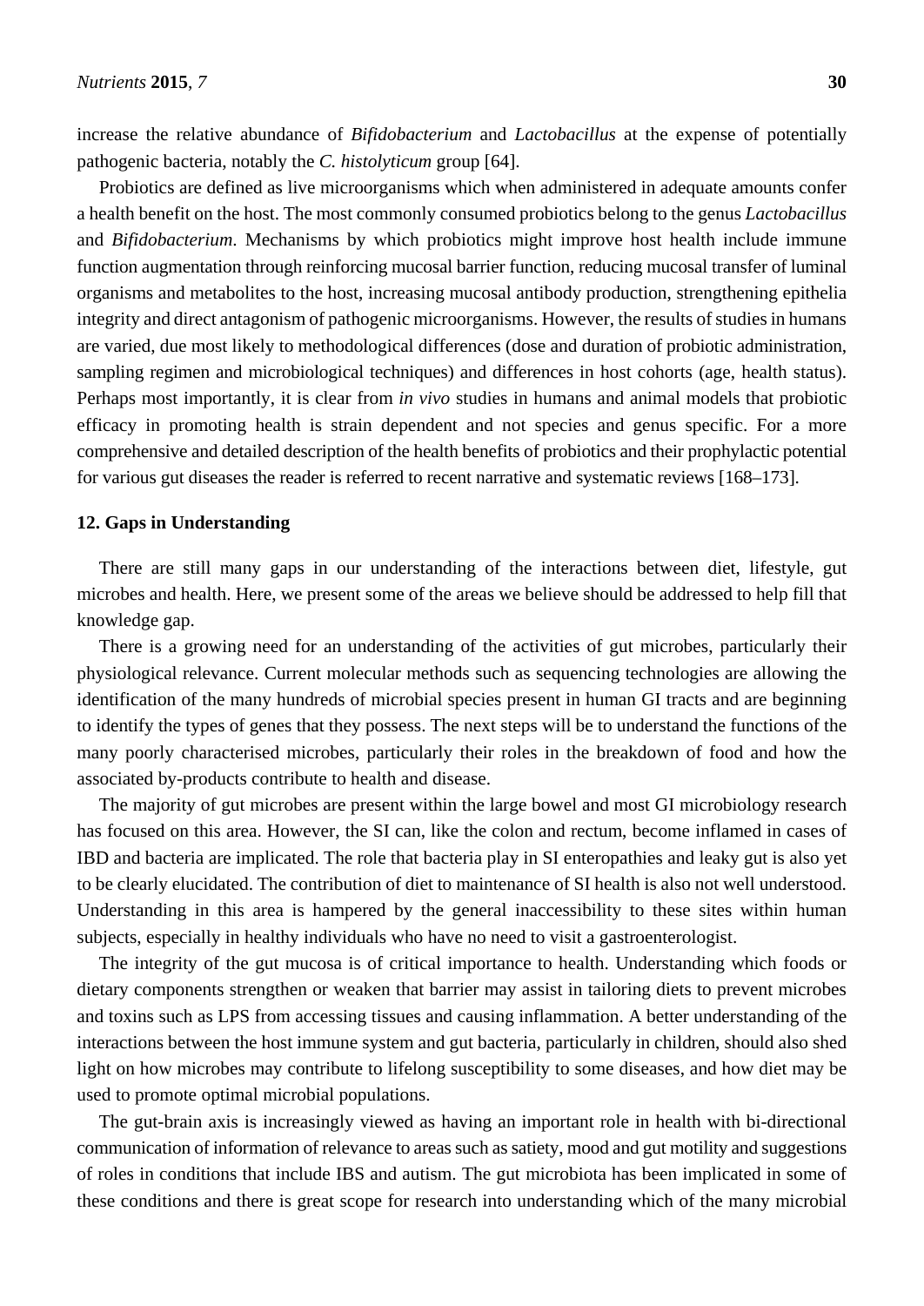increase the relative abundance of *Bifidobacterium* and *Lactobacillus* at the expense of potentially pathogenic bacteria, notably the *C. histolyticum* group [64].

Probiotics are defined as live microorganisms which when administered in adequate amounts confer a health benefit on the host. The most commonly consumed probiotics belong to the genus *Lactobacillus* and *Bifidobacterium*. Mechanisms by which probiotics might improve host health include immune function augmentation through reinforcing mucosal barrier function, reducing mucosal transfer of luminal organisms and metabolites to the host, increasing mucosal antibody production, strengthening epithelia integrity and direct antagonism of pathogenic microorganisms. However, the results of studies in humans are varied, due most likely to methodological differences (dose and duration of probiotic administration, sampling regimen and microbiological techniques) and differences in host cohorts (age, health status). Perhaps most importantly, it is clear from *in vivo* studies in humans and animal models that probiotic efficacy in promoting health is strain dependent and not species and genus specific. For a more comprehensive and detailed description of the health benefits of probiotics and their prophylactic potential for various gut diseases the reader is referred to recent narrative and systematic reviews [168–173].

## 12. Gaps in Understanding

There are still many gaps in our understanding of the interactions between diet, lifestyle, gut microbes and health. Here, we present some of the areas we believe should be addressed to help fill that knowledge gap.

There is a growing need for an understanding of the activities of gut microbes, particularly their physiological relevance. Current molecular methods such as sequencing technologies are allowing the identification of the many hundreds of microbial species present in human GI tracts and are beginning to identify the types of genes that they possess. The next steps will be to understand the functions of the many poorly characterised microbes, particularly their roles in the breakdown of food and how the associated by-products contribute to health and disease.

The majority of gut microbes are present within the large bowel and most GI microbiology research has focused on this area. However, the SI can, like the colon and rectum, become inflamed in cases of IBD and bacteria are implicated. The role that bacteria play in SI enteropathies and leaky gut is also yet to be clearly elucidated. The contribution of diet to maintenance of SI health is also not well understood. Understanding in this area is hampered by the general inaccessibility to these sites within human subjects, especially in healthy individuals who have no need to visit a gastroenterologist.

The integrity of the gut mucosa is of critical importance to health. Understanding which foods or dietary components strengthen or weaken that barrier may assist in tailoring diets to prevent microbes and toxins such as LPS from accessing tissues and causing inflammation. A better understanding of the interactions between the host immune system and gut bacteria, particularly in children, should also shed light on how microbes may contribute to lifelong susceptibility to some diseases, and how diet may be used to promote optimal microbial populations.

The gut-brain axis is increasingly viewed as having an important role in health with bi-directional communication of information of relevance to areas such as satiety, mood and gut motility and suggestions of roles in conditions that include IBS and autism. The gut microbiota has been implicated in some of these conditions and there is great scope for research into understanding which of the many microbial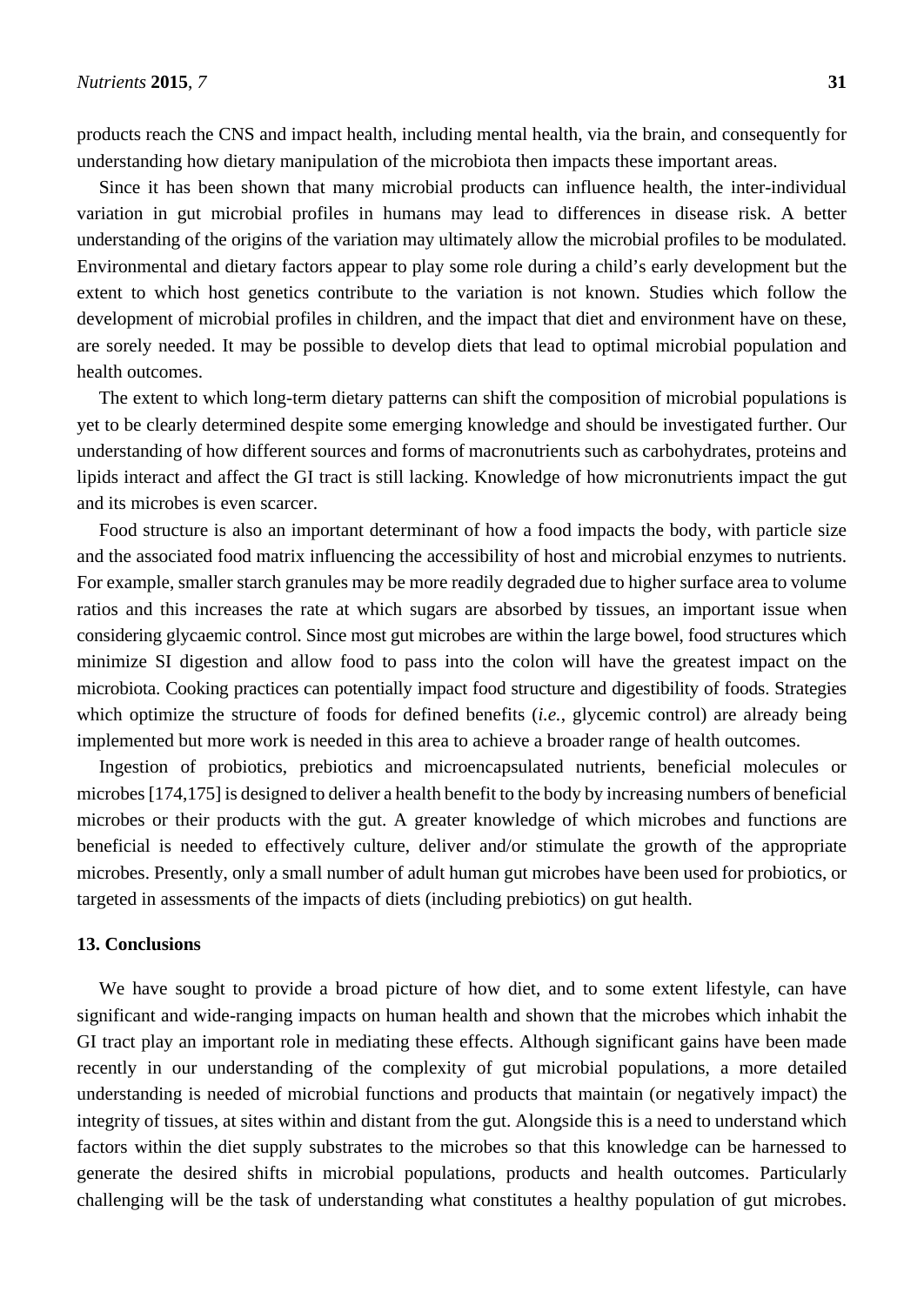products reach the CNS and impact health, including mental health, via the brain, and consequently for understanding how dietary manipulation of the microbiota then impacts these important areas.

Since it has been shown that many microbial products can influence health, the inter-individual variation in gut microbial profiles in humans may lead to differences in disease risk. A better understanding of the origins of the variation may ultimately allow the microbial profiles to be modulated. Environmental and dietary factors appear to play some role during a child's early development but the extent to which host genetics contribute to the variation is not known. Studies which follow the development of microbial profiles in children, and the impact that diet and environment have on these, are sorely needed. It may be possible to develop diets that lead to optimal microbial population and health outcomes.

The extent to which long-term dietary patterns can shift the composition of microbial populations is yet to be clearly determined despite some emerging knowledge and should be investigated further. Our understanding of how different sources and forms of macronutrients such as carbohydrates, proteins and lipids interact and affect the GI tract is still lacking. Knowledge of how micronutrients impact the gut and its microbes is even scarcer.

Food structure is also an important determinant of how a food impacts the body, with particle size and the associated food matrix influencing the accessibility of host and microbial enzymes to nutrients. For example, smaller starch granules may be more readily degraded due to higher surface area to volume ratios and this increases the rate at which sugars are absorbed by tissues, an important issue when considering glycaemic control. Since most gut microbes are within the large bowel, food structures which minimize SI digestion and allow food to pass into the colon will have the greatest impact on the microbiota. Cooking practices can potentially impact food structure and digestibility of foods. Strategies which optimize the structure of foods for defined benefits (*i.e.*, glycemic control) are already being implemented but more work is needed in this area to achieve a broader range of health outcomes.

Ingestion of probiotics, prebiotics and microencapsulated nutrients, beneficial molecules or microbes [174,175] is designed to deliver a health benefit to the body by increasing numbers of beneficial microbes or their products with the gut. A greater knowledge of which microbes and functions are beneficial is needed to effectively culture, deliver and/or stimulate the growth of the appropriate microbes. Presently, only a small number of adult human gut microbes have been used for probiotics, or targeted in assessments of the impacts of diets (including prebiotics) on gut health.

## 13. Conclusions

We have sought to provide a broad picture of how diet, and to some extent lifestyle, can have significant and wide-ranging impacts on human health and shown that the microbes which inhabit the GI tract play an important role in mediating these effects. Although significant gains have been made recently in our understanding of the complexity of gut microbial populations, a more detailed understanding is needed of microbial functions and products that maintain (or negatively impact) the integrity of tissues, at sites within and distant from the gut. Alongside this is a need to understand which factors within the diet supply substrates to the microbes so that this knowledge can be harnessed to generate the desired shifts in microbial populations, products and health outcomes. Particularly challenging will be the task of understanding what constitutes a healthy population of gut microbes.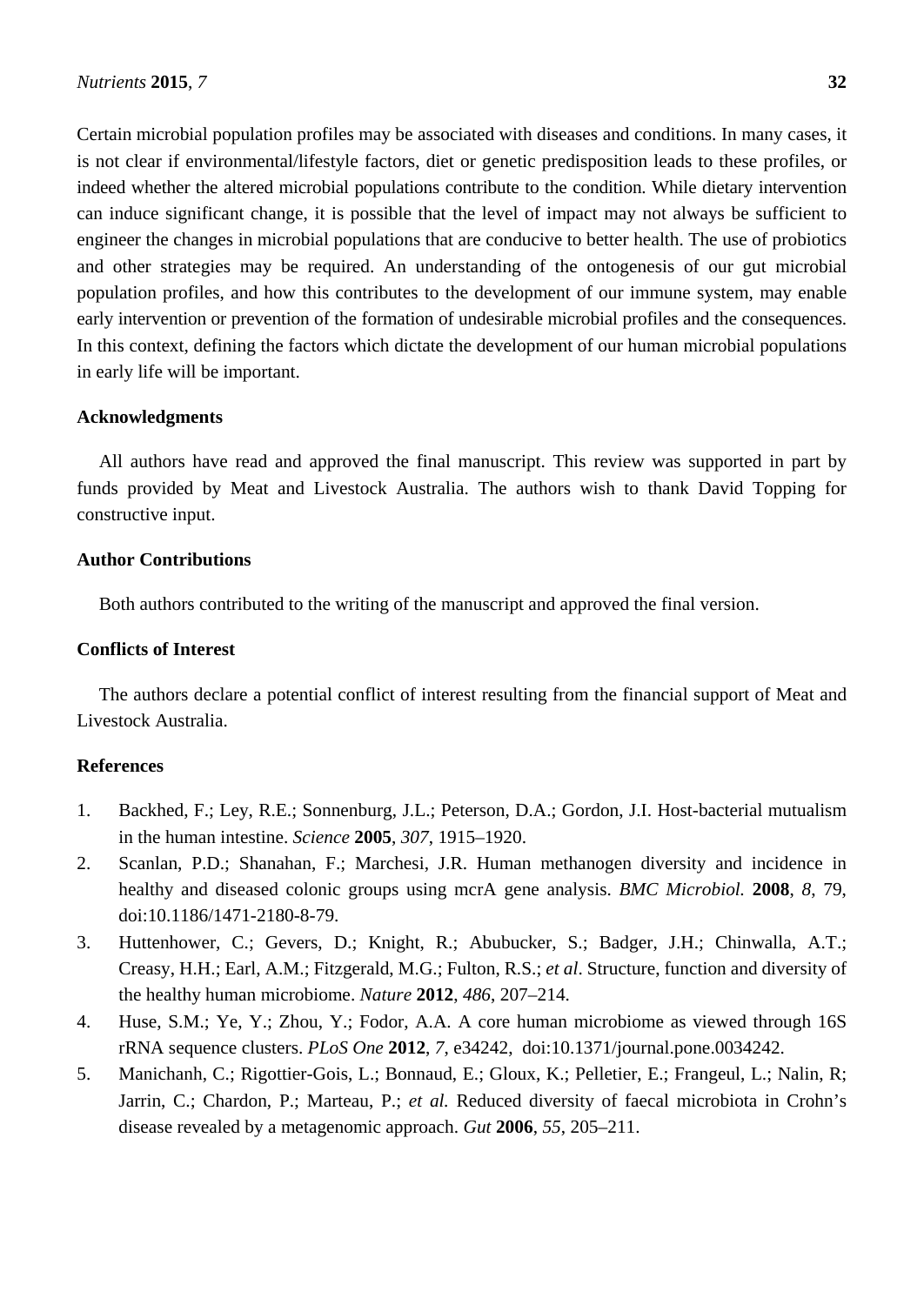Certain microbial population profiles may be associated with diseases and conditions. In many cases, it is not clear if environmental/lifestyle factors, diet or genetic predisposition leads to these profiles, or indeed whether the altered microbial populations contribute to the condition. While dietary intervention can induce significant change, it is possible that the level of impact may not always be sufficient to engineer the changes in microbial populations that are conducive to better health. The use of probiotics and other strategies may be required. An understanding of the ontogenesis of our gut microbial population profiles, and how this contributes to the development of our immune system, may enable early intervention or prevention of the formation of undesirable microbial profiles and the consequences. In this context, defining the factors which dictate the development of our human microbial populations in early life will be important.

## Acknowledgments

All authors have read and approved the final manuscript. This review was supported in part by funds provided by Meat and Livestock Australia. The authors wish to thank David Topping for constructive input.

## Author Contributions

Both authors contributed to the writing of the manuscript and approved the final version.

## Conflicts of Interest

The authors declare a potential conflict of interest resulting from the financial support of Meat and Livestock Australia.

## References

1. Backhed, F.; Ley, R.E.; Sonnenburg, J.L.; Peterson, D.A.; Gordon, J.I. Host-bacterial mutualism in the human intestine. *Science* **2005**, *307*, 1915–1920.
2. Scanlan, P.D.; Shanahan, F.; Marchesi, J.R. Human methanogen diversity and incidence in healthy and diseased colonic groups using mcrA gene analysis. *BMC Microbiol.* **2008**, *8*, 79, doi:10.1186/1471-2180-8-79.
3. Huttenhower, C.; Gevers, D.; Knight, R.; Abubucker, S.; Badger, J.H.; Chinwalla, A.T.; Creasy, H.H.; Earl, A.M.; Fitzgerald, M.G.; Fulton, R.S.; *et al*. Structure, function and diversity of the healthy human microbiome. *Nature* **2012**, *486*, 207–214.
4. Huse, S.M.; Ye, Y.; Zhou, Y.; Fodor, A.A. A core human microbiome as viewed through 16S rRNA sequence clusters. *PLoS One* **2012**, *7*, e34242, doi:10.1371/journal.pone.0034242.
5. Manichanh, C.; Rigottier-Gois, L.; Bonnaud, E.; Gloux, K.; Pelletier, E.; Frangeul, L.; Nalin, R; Jarrin, C.; Chardon, P.; Marteau, P.; *et al.* Reduced diversity of faecal microbiota in Crohn's disease revealed by a metagenomic approach. *Gut* **2006**, *55*, 205–211.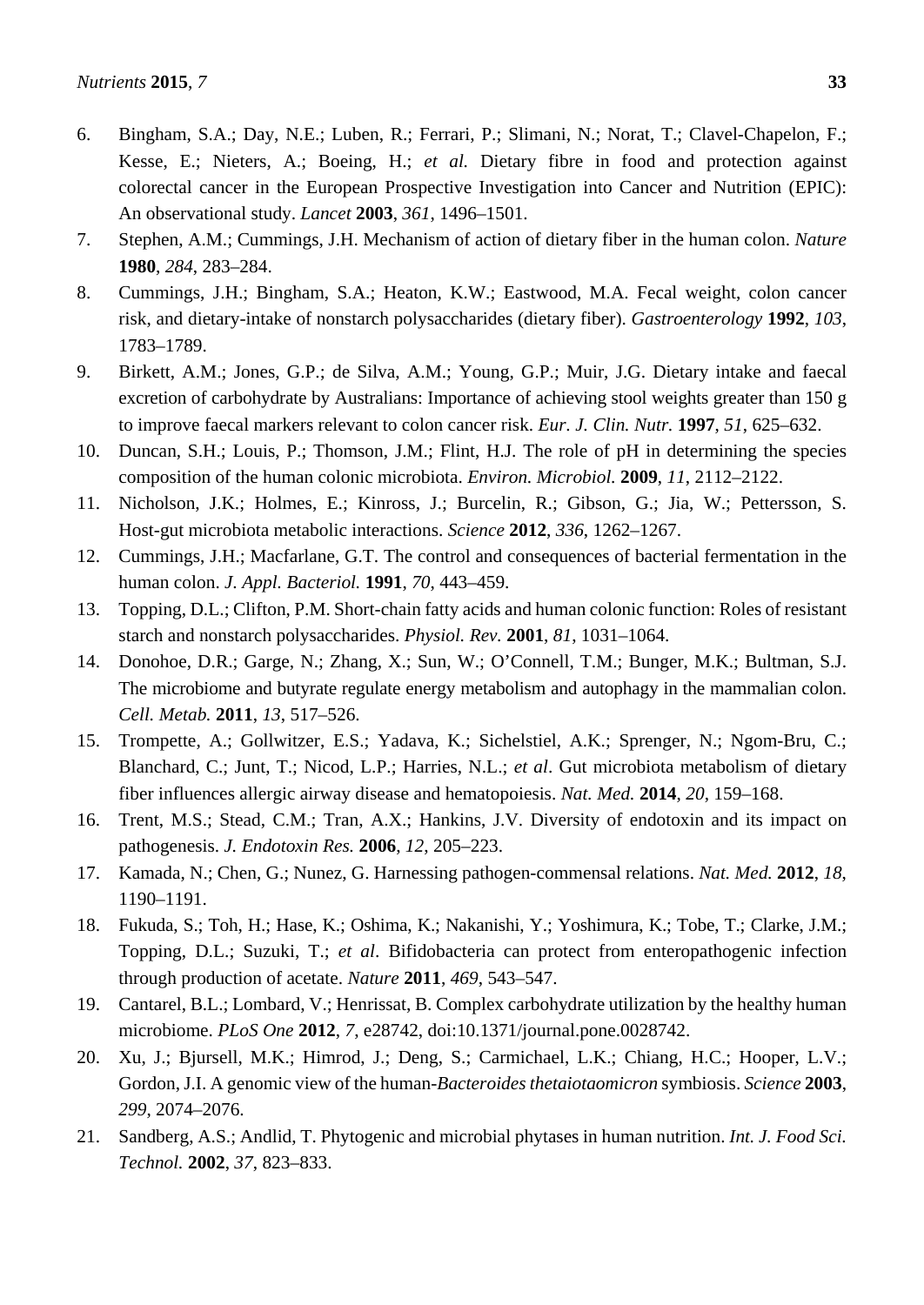6. Bingham, S.A.; Day, N.E.; Luben, R.; Ferrari, P.; Slimani, N.; Norat, T.; Clavel-Chapelon, F.; Kesse, E.; Nieters, A.; Boeing, H.; *et al.* Dietary fibre in food and protection against colorectal cancer in the European Prospective Investigation into Cancer and Nutrition (EPIC): An observational study. *Lancet* **2003**, *361*, 1496–1501.
7. Stephen, A.M.; Cummings, J.H. Mechanism of action of dietary fiber in the human colon. *Nature* **1980**, *284*, 283–284.
8. Cummings, J.H.; Bingham, S.A.; Heaton, K.W.; Eastwood, M.A. Fecal weight, colon cancer risk, and dietary-intake of nonstarch polysaccharides (dietary fiber). *Gastroenterology* **1992**, *103*, 1783–1789.
9. Birkett, A.M.; Jones, G.P.; de Silva, A.M.; Young, G.P.; Muir, J.G. Dietary intake and faecal excretion of carbohydrate by Australians: Importance of achieving stool weights greater than 150 g to improve faecal markers relevant to colon cancer risk. *Eur. J. Clin. Nutr.* **1997**, *51*, 625–632.
10. Duncan, S.H.; Louis, P.; Thomson, J.M.; Flint, H.J. The role of pH in determining the species composition of the human colonic microbiota. *Environ. Microbiol.* **2009**, *11*, 2112–2122.
11. Nicholson, J.K.; Holmes, E.; Kinross, J.; Burcelin, R.; Gibson, G.; Jia, W.; Pettersson, S. Host-gut microbiota metabolic interactions. *Science* **2012**, *336*, 1262–1267.
12. Cummings, J.H.; Macfarlane, G.T. The control and consequences of bacterial fermentation in the human colon. *J. Appl. Bacteriol.* **1991**, *70*, 443–459.
13. Topping, D.L.; Clifton, P.M. Short-chain fatty acids and human colonic function: Roles of resistant starch and nonstarch polysaccharides. *Physiol. Rev.* **2001**, *81*, 1031–1064.
14. Donohoe, D.R.; Garge, N.; Zhang, X.; Sun, W.; O'Connell, T.M.; Bunger, M.K.; Bultman, S.J. The microbiome and butyrate regulate energy metabolism and autophagy in the mammalian colon. *Cell. Metab.* **2011**, *13*, 517–526.
15. Trompette, A.; Gollwitzer, E.S.; Yadava, K.; Sichelstiel, A.K.; Sprenger, N.; Ngom-Bru, C.; Blanchard, C.; Junt, T.; Nicod, L.P.; Harries, N.L.; *et al*. Gut microbiota metabolism of dietary fiber influences allergic airway disease and hematopoiesis. *Nat. Med.* **2014**, *20*, 159–168.
16. Trent, M.S.; Stead, C.M.; Tran, A.X.; Hankins, J.V. Diversity of endotoxin and its impact on pathogenesis. *J. Endotoxin Res.* **2006**, *12*, 205–223.
17. Kamada, N.; Chen, G.; Nunez, G. Harnessing pathogen-commensal relations. *Nat. Med.* **2012**, *18*, 1190–1191.
18. Fukuda, S.; Toh, H.; Hase, K.; Oshima, K.; Nakanishi, Y.; Yoshimura, K.; Tobe, T.; Clarke, J.M.; Topping, D.L.; Suzuki, T.; *et al*. Bifidobacteria can protect from enteropathogenic infection through production of acetate. *Nature* **2011**, *469*, 543–547.
19. Cantarel, B.L.; Lombard, V.; Henrissat, B. Complex carbohydrate utilization by the healthy human microbiome. *PLoS One* **2012**, *7*, e28742, doi:10.1371/journal.pone.0028742.
20. Xu, J.; Bjursell, M.K.; Himrod, J.; Deng, S.; Carmichael, L.K.; Chiang, H.C.; Hooper, L.V.; Gordon, J.I. A genomic view of the human-*Bacteroides thetaiotaomicron* symbiosis. *Science* **2003**, *299*, 2074–2076.
21. Sandberg, A.S.; Andlid, T. Phytogenic and microbial phytases in human nutrition. *Int. J. Food Sci. Technol.* **2002**, *37*, 823–833.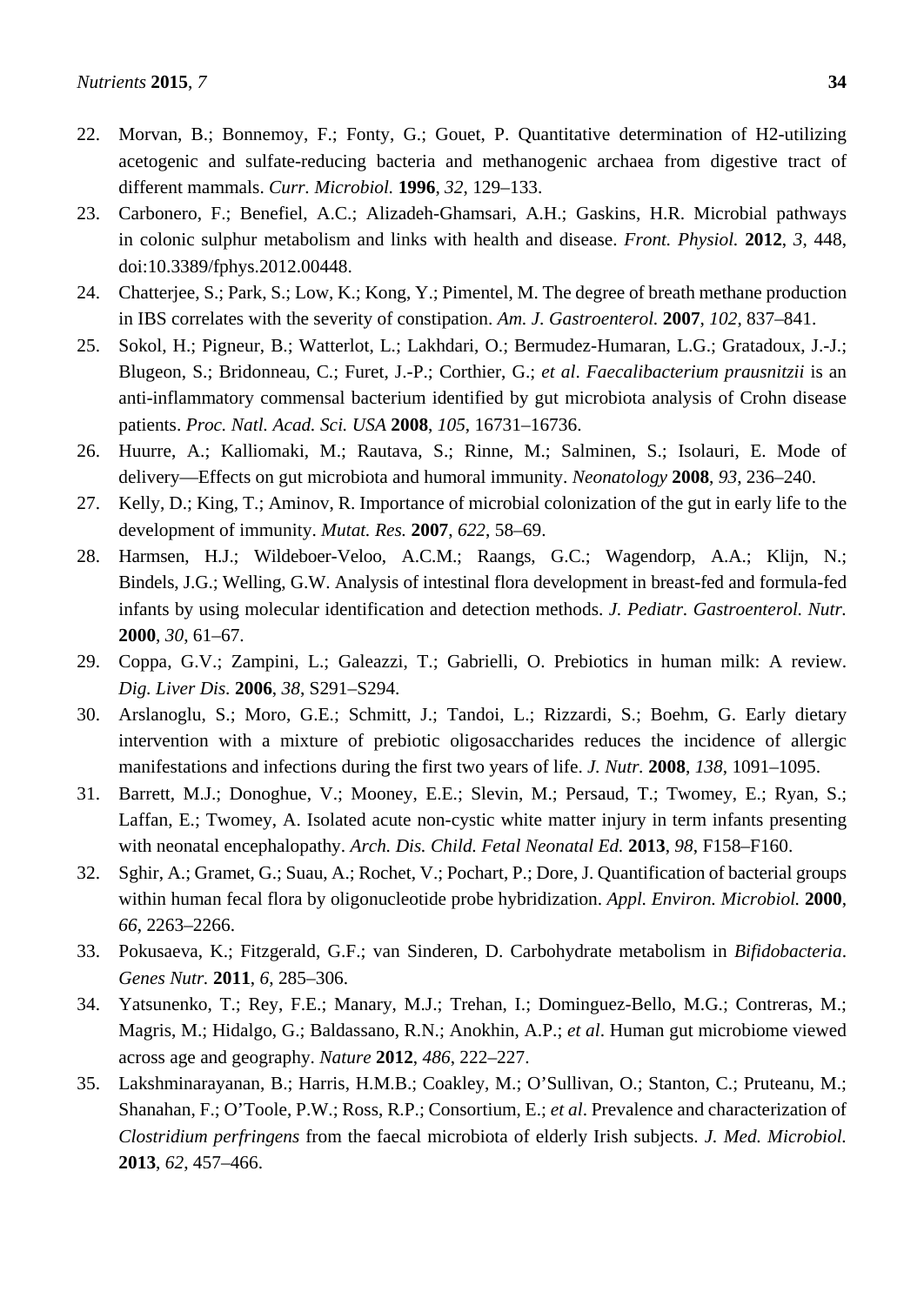22. Morvan, B.; Bonnemoy, F.; Fonty, G.; Gouet, P. Quantitative determination of H2-utilizing acetogenic and sulfate-reducing bacteria and methanogenic archaea from digestive tract of different mammals. *Curr. Microbiol.* **1996**, *32*, 129–133.
23. Carbonero, F.; Benefiel, A.C.; Alizadeh-Ghamsari, A.H.; Gaskins, H.R. Microbial pathways in colonic sulphur metabolism and links with health and disease. *Front. Physiol.* **2012**, *3*, 448, doi:10.3389/fphys.2012.00448.
24. Chatterjee, S.; Park, S.; Low, K.; Kong, Y.; Pimentel, M. The degree of breath methane production in IBS correlates with the severity of constipation. *Am. J. Gastroenterol.* **2007**, *102*, 837–841.
25. Sokol, H.; Pigneur, B.; Watterlot, L.; Lakhdari, O.; Bermudez-Humaran, L.G.; Gratadoux, J.-J.; Blugeon, S.; Bridonneau, C.; Furet, J.-P.; Corthier, G.; *et al*. *Faecalibacterium prausnitzii* is an anti-inflammatory commensal bacterium identified by gut microbiota analysis of Crohn disease patients. *Proc. Natl. Acad. Sci. USA* **2008**, *105*, 16731–16736.
26. Huurre, A.; Kalliomaki, M.; Rautava, S.; Rinne, M.; Salminen, S.; Isolauri, E. Mode of delivery—Effects on gut microbiota and humoral immunity. *Neonatology* **2008**, *93*, 236–240.
27. Kelly, D.; King, T.; Aminov, R. Importance of microbial colonization of the gut in early life to the development of immunity. *Mutat. Res.* **2007**, *622*, 58–69.
28. Harmsen, H.J.; Wildeboer-Veloo, A.C.M.; Raangs, G.C.; Wagendorp, A.A.; Klijn, N.; Bindels, J.G.; Welling, G.W. Analysis of intestinal flora development in breast-fed and formula-fed infants by using molecular identification and detection methods. *J. Pediatr. Gastroenterol. Nutr.* **2000**, *30*, 61–67.
29. Coppa, G.V.; Zampini, L.; Galeazzi, T.; Gabrielli, O. Prebiotics in human milk: A review. *Dig. Liver Dis.* **2006**, *38*, S291–S294.
30. Arslanoglu, S.; Moro, G.E.; Schmitt, J.; Tandoi, L.; Rizzardi, S.; Boehm, G. Early dietary intervention with a mixture of prebiotic oligosaccharides reduces the incidence of allergic manifestations and infections during the first two years of life. *J. Nutr.* **2008**, *138*, 1091–1095.
31. Barrett, M.J.; Donoghue, V.; Mooney, E.E.; Slevin, M.; Persaud, T.; Twomey, E.; Ryan, S.; Laffan, E.; Twomey, A. Isolated acute non-cystic white matter injury in term infants presenting with neonatal encephalopathy. *Arch. Dis. Child. Fetal Neonatal Ed.* **2013**, *98*, F158–F160.
32. Sghir, A.; Gramet, G.; Suau, A.; Rochet, V.; Pochart, P.; Dore, J. Quantification of bacterial groups within human fecal flora by oligonucleotide probe hybridization. *Appl. Environ. Microbiol.* **2000**, *66*, 2263–2266.
33. Pokusaeva, K.; Fitzgerald, G.F.; van Sinderen, D. Carbohydrate metabolism in *Bifidobacteria*. *Genes Nutr.* **2011**, *6*, 285–306.
34. Yatsunenko, T.; Rey, F.E.; Manary, M.J.; Trehan, I.; Dominguez-Bello, M.G.; Contreras, M.; Magris, M.; Hidalgo, G.; Baldassano, R.N.; Anokhin, A.P.; *et al*. Human gut microbiome viewed across age and geography. *Nature* **2012**, *486*, 222–227.
35. Lakshminarayanan, B.; Harris, H.M.B.; Coakley, M.; O'Sullivan, O.; Stanton, C.; Pruteanu, M.; Shanahan, F.; O'Toole, P.W.; Ross, R.P.; Consortium, E.; *et al*. Prevalence and characterization of *Clostridium perfringens* from the faecal microbiota of elderly Irish subjects. *J. Med. Microbiol.* **2013**, *62*, 457–466.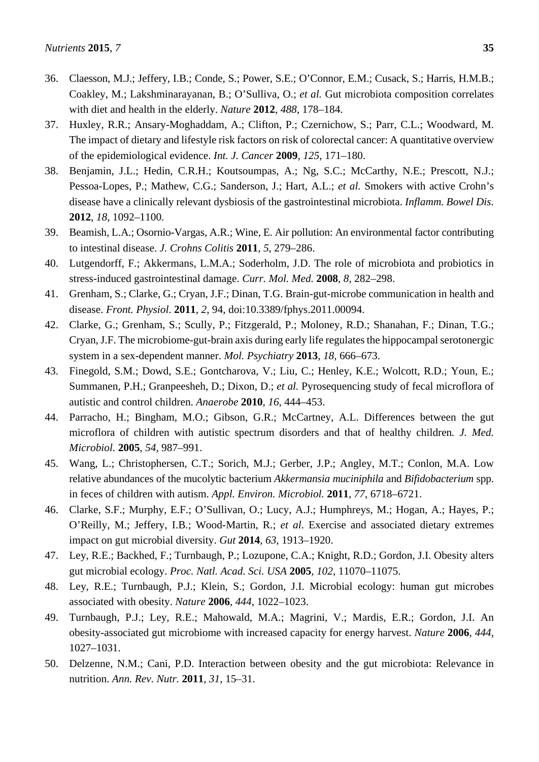36. Claesson, M.J.; Jeffery, I.B.; Conde, S.; Power, S.E.; O'Connor, E.M.; Cusack, S.; Harris, H.M.B.; Coakley, M.; Lakshminarayanan, B.; O'Sulliva, O.; *et al.* Gut microbiota composition correlates with diet and health in the elderly. *Nature* **2012**, *488*, 178–184.
37. Huxley, R.R.; Ansary-Moghaddam, A.; Clifton, P.; Czernichow, S.; Parr, C.L.; Woodward, M. The impact of dietary and lifestyle risk factors on risk of colorectal cancer: A quantitative overview of the epidemiological evidence. *Int. J. Cancer* **2009**, *125*, 171–180.
38. Benjamin, J.L.; Hedin, C.R.H.; Koutsoumpas, A.; Ng, S.C.; McCarthy, N.E.; Prescott, N.J.; Pessoa-Lopes, P.; Mathew, C.G.; Sanderson, J.; Hart, A.L.; *et al.* Smokers with active Crohn's disease have a clinically relevant dysbiosis of the gastrointestinal microbiota. *Inflamm. Bowel Dis.* **2012**, *18*, 1092–1100.
39. Beamish, L.A.; Osornio-Vargas, A.R.; Wine, E. Air pollution: An environmental factor contributing to intestinal disease. *J. Crohns Colitis* **2011**, *5*, 279–286.
40. Lutgendorff, F.; Akkermans, L.M.A.; Soderholm, J.D. The role of microbiota and probiotics in stress-induced gastrointestinal damage. *Curr. Mol. Med.* **2008**, *8*, 282–298.
41. Grenham, S.; Clarke, G.; Cryan, J.F.; Dinan, T.G. Brain-gut-microbe communication in health and disease. *Front. Physiol.* **2011**, *2*, 94, doi:10.3389/fphys.2011.00094.
42. Clarke, G.; Grenham, S.; Scully, P.; Fitzgerald, P.; Moloney, R.D.; Shanahan, F.; Dinan, T.G.; Cryan, J.F. The microbiome-gut-brain axis during early life regulates the hippocampal serotonergic system in a sex-dependent manner. *Mol. Psychiatry* **2013**, *18*, 666–673.
43. Finegold, S.M.; Dowd, S.E.; Gontcharova, V.; Liu, C.; Henley, K.E.; Wolcott, R.D.; Youn, E.; Summanen, P.H.; Granpeesheh, D.; Dixon, D.; *et al.* Pyrosequencing study of fecal microflora of autistic and control children. *Anaerobe* **2010**, *16*, 444–453.
44. Parracho, H.; Bingham, M.O.; Gibson, G.R.; McCartney, A.L. Differences between the gut microflora of children with autistic spectrum disorders and that of healthy children. *J. Med. Microbiol.* **2005**, *54*, 987–991.
45. Wang, L.; Christophersen, C.T.; Sorich, M.J.; Gerber, J.P.; Angley, M.T.; Conlon, M.A. Low relative abundances of the mucolytic bacterium *Akkermansia muciniphila* and *Bifidobacterium* spp. in feces of children with autism. *Appl. Environ. Microbiol.* **2011**, *77*, 6718–6721.
46. Clarke, S.F.; Murphy, E.F.; O'Sullivan, O.; Lucy, A.J.; Humphreys, M.; Hogan, A.; Hayes, P.; O'Reilly, M.; Jeffery, I.B.; Wood-Martin, R.; *et al*. Exercise and associated dietary extremes impact on gut microbial diversity. *Gut* **2014**, *63*, 1913–1920.
47. Ley, R.E.; Backhed, F.; Turnbaugh, P.; Lozupone, C.A.; Knight, R.D.; Gordon, J.I. Obesity alters gut microbial ecology. *Proc. Natl. Acad. Sci. USA* **2005**, *102*, 11070–11075.
48. Ley, R.E.; Turnbaugh, P.J.; Klein, S.; Gordon, J.I. Microbial ecology: human gut microbes associated with obesity. *Nature* **2006**, *444*, 1022–1023.
49. Turnbaugh, P.J.; Ley, R.E.; Mahowald, M.A.; Magrini, V.; Mardis, E.R.; Gordon, J.I. An obesity-associated gut microbiome with increased capacity for energy harvest. *Nature* **2006**, *444*, 1027–1031.
50. Delzenne, N.M.; Cani, P.D. Interaction between obesity and the gut microbiota: Relevance in nutrition. *Ann. Rev. Nutr.* **2011**, *31*, 15–31.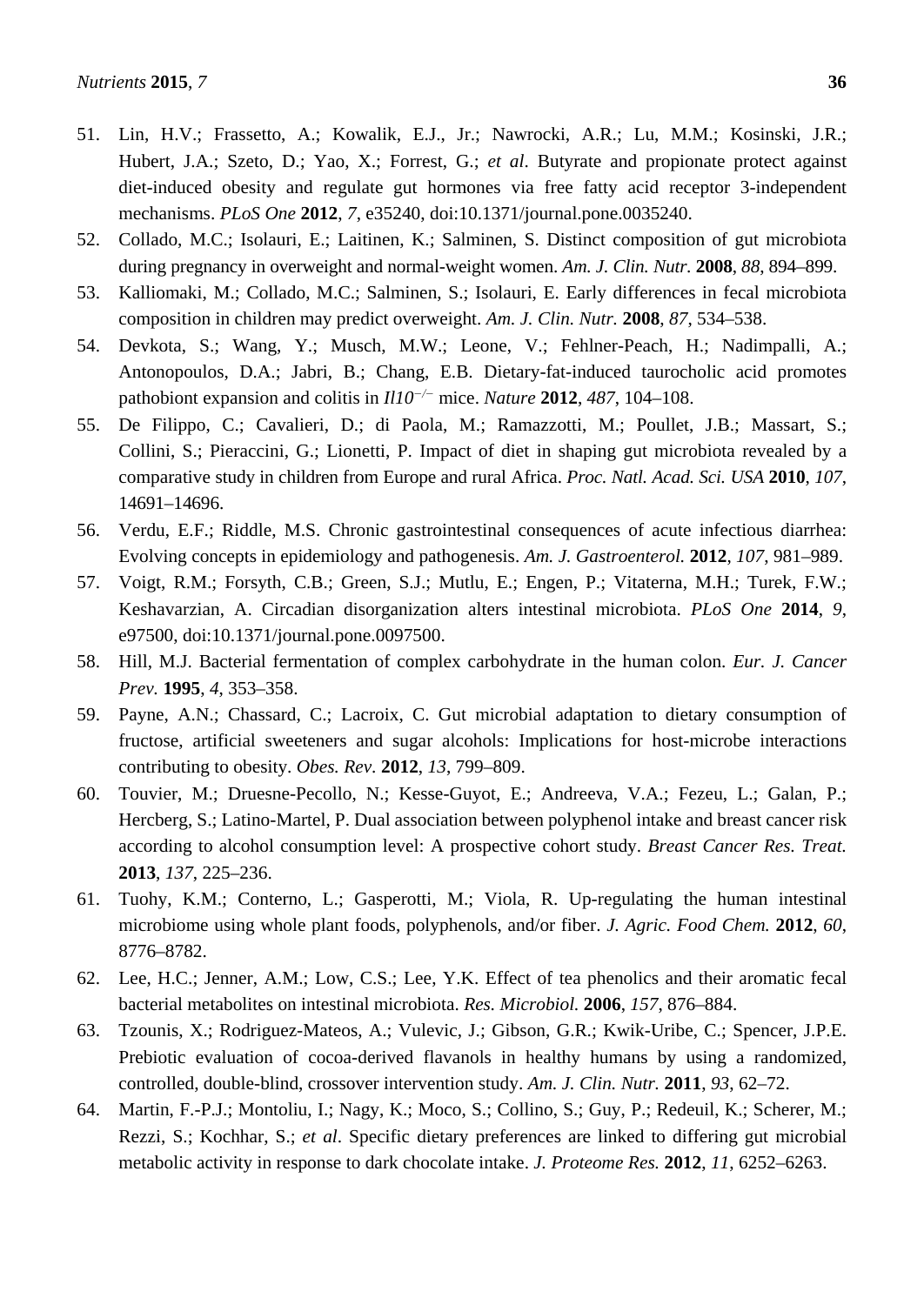51. Lin, H.V.; Frassetto, A.; Kowalik, E.J., Jr.; Nawrocki, A.R.; Lu, M.M.; Kosinski, J.R.; Hubert, J.A.; Szeto, D.; Yao, X.; Forrest, G.; *et al*. Butyrate and propionate protect against diet-induced obesity and regulate gut hormones via free fatty acid receptor 3-independent mechanisms. *PLoS One* **2012**, *7*, e35240, doi:10.1371/journal.pone.0035240.
52. Collado, M.C.; Isolauri, E.; Laitinen, K.; Salminen, S. Distinct composition of gut microbiota during pregnancy in overweight and normal-weight women. *Am. J. Clin. Nutr.* **2008**, *88*, 894–899.
53. Kalliomaki, M.; Collado, M.C.; Salminen, S.; Isolauri, E. Early differences in fecal microbiota composition in children may predict overweight. *Am. J. Clin. Nutr.* **2008**, *87*, 534–538.
54. Devkota, S.; Wang, Y.; Musch, M.W.; Leone, V.; Fehlner-Peach, H.; Nadimpalli, A.; Antonopoulos, D.A.; Jabri, B.; Chang, E.B. Dietary-fat-induced taurocholic acid promotes pathobiont expansion and colitis in *Il10*$^{-/-}$ mice. *Nature* **2012**, *487*, 104–108.
55. De Filippo, C.; Cavalieri, D.; di Paola, M.; Ramazzotti, M.; Poullet, J.B.; Massart, S.; Collini, S.; Pieraccini, G.; Lionetti, P. Impact of diet in shaping gut microbiota revealed by a comparative study in children from Europe and rural Africa. *Proc. Natl. Acad. Sci. USA* **2010**, *107*, 14691–14696.
56. Verdu, E.F.; Riddle, M.S. Chronic gastrointestinal consequences of acute infectious diarrhea: Evolving concepts in epidemiology and pathogenesis. *Am. J. Gastroenterol.* **2012**, *107*, 981–989.
57. Voigt, R.M.; Forsyth, C.B.; Green, S.J.; Mutlu, E.; Engen, P.; Vitaterna, M.H.; Turek, F.W.; Keshavarzian, A. Circadian disorganization alters intestinal microbiota. *PLoS One* **2014**, *9*, e97500, doi:10.1371/journal.pone.0097500.
58. Hill, M.J. Bacterial fermentation of complex carbohydrate in the human colon. *Eur. J. Cancer Prev*. **1995**, *4*, 353–358.
59. Payne, A.N.; Chassard, C.; Lacroix, C. Gut microbial adaptation to dietary consumption of fructose, artificial sweeteners and sugar alcohols: Implications for host-microbe interactions contributing to obesity. *Obes. Rev*. **2012**, *13*, 799–809.
60. Touvier, M.; Druesne-Pecollo, N.; Kesse-Guyot, E.; Andreeva, V.A.; Fezeu, L.; Galan, P.; Hercberg, S.; Latino-Martel, P. Dual association between polyphenol intake and breast cancer risk according to alcohol consumption level: A prospective cohort study. *Breast Cancer Res. Treat.* **2013**, *137*, 225–236.
61. Tuohy, K.M.; Conterno, L.; Gasperotti, M.; Viola, R. Up-regulating the human intestinal microbiome using whole plant foods, polyphenols, and/or fiber. *J. Agric. Food Chem.* **2012**, *60*, 8776–8782.
62. Lee, H.C.; Jenner, A.M.; Low, C.S.; Lee, Y.K. Effect of tea phenolics and their aromatic fecal bacterial metabolites on intestinal microbiota. *Res. Microbiol.* **2006**, *157*, 876–884.
63. Tzounis, X.; Rodriguez-Mateos, A.; Vulevic, J.; Gibson, G.R.; Kwik-Uribe, C.; Spencer, J.P.E. Prebiotic evaluation of cocoa-derived flavanols in healthy humans by using a randomized, controlled, double-blind, crossover intervention study. *Am. J. Clin. Nutr.* **2011**, *93*, 62–72.
64. Martin, F.-P.J.; Montoliu, I.; Nagy, K.; Moco, S.; Collino, S.; Guy, P.; Redeuil, K.; Scherer, M.; Rezzi, S.; Kochhar, S.; *et al*. Specific dietary preferences are linked to differing gut microbial metabolic activity in response to dark chocolate intake. *J. Proteome Res.* **2012**, *11*, 6252–6263.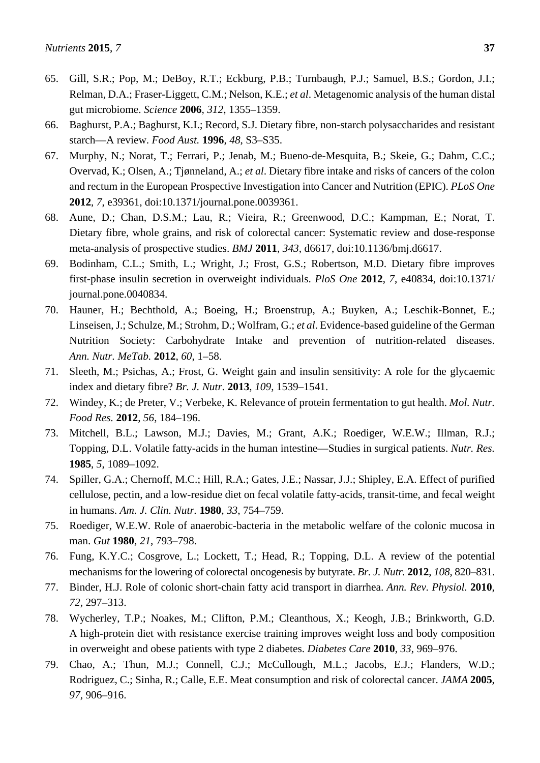65. Gill, S.R.; Pop, M.; DeBoy, R.T.; Eckburg, P.B.; Turnbaugh, P.J.; Samuel, B.S.; Gordon, J.I.; Relman, D.A.; Fraser-Liggett, C.M.; Nelson, K.E.; *et al*. Metagenomic analysis of the human distal gut microbiome. *Science* **2006**, *312*, 1355–1359.
66. Baghurst, P.A.; Baghurst, K.I.; Record, S.J. Dietary fibre, non-starch polysaccharides and resistant starch—A review. *Food Aust.* **1996**, *48*, S3–S35.
67. Murphy, N.; Norat, T.; Ferrari, P.; Jenab, M.; Bueno-de-Mesquita, B.; Skeie, G.; Dahm, C.C.; Overvad, K.; Olsen, A.; Tjønneland, A.; *et al*. Dietary fibre intake and risks of cancers of the colon and rectum in the European Prospective Investigation into Cancer and Nutrition (EPIC). *PLoS One* **2012**, *7*, e39361, doi:10.1371/journal.pone.0039361.
68. Aune, D.; Chan, D.S.M.; Lau, R.; Vieira, R.; Greenwood, D.C.; Kampman, E.; Norat, T. Dietary fibre, whole grains, and risk of colorectal cancer: Systematic review and dose-response meta-analysis of prospective studies. *BMJ* **2011**, *343*, d6617, doi:10.1136/bmj.d6617.
69. Bodinham, C.L.; Smith, L.; Wright, J.; Frost, G.S.; Robertson, M.D. Dietary fibre improves first-phase insulin secretion in overweight individuals. *PloS One* **2012**, *7*, e40834, doi:10.1371/journal.pone.0040834.
70. Hauner, H.; Bechthold, A.; Boeing, H.; Broenstrup, A.; Buyken, A.; Leschik-Bonnet, E.; Linseisen, J.; Schulze, M.; Strohm, D.; Wolfram, G.; *et al*. Evidence-based guideline of the German Nutrition Society: Carbohydrate Intake and prevention of nutrition-related diseases. *Ann. Nutr. MeTab.* **2012**, *60*, 1–58.
71. Sleeth, M.; Psichas, A.; Frost, G. Weight gain and insulin sensitivity: A role for the glycaemic index and dietary fibre? *Br. J. Nutr.* **2013**, *109*, 1539–1541.
72. Windey, K.; de Preter, V.; Verbeke, K. Relevance of protein fermentation to gut health. *Mol. Nutr. Food Res.* **2012**, *56*, 184–196.
73. Mitchell, B.L.; Lawson, M.J.; Davies, M.; Grant, A.K.; Roediger, W.E.W.; Illman, R.J.; Topping, D.L. Volatile fatty-acids in the human intestine—Studies in surgical patients. *Nutr. Res.* **1985**, *5*, 1089–1092.
74. Spiller, G.A.; Chernoff, M.C.; Hill, R.A.; Gates, J.E.; Nassar, J.J.; Shipley, E.A. Effect of purified cellulose, pectin, and a low-residue diet on fecal volatile fatty-acids, transit-time, and fecal weight in humans. *Am. J. Clin. Nutr.* **1980**, *33*, 754–759.
75. Roediger, W.E.W. Role of anaerobic-bacteria in the metabolic welfare of the colonic mucosa in man. *Gut* **1980**, *21*, 793–798.
76. Fung, K.Y.C.; Cosgrove, L.; Lockett, T.; Head, R.; Topping, D.L. A review of the potential mechanisms for the lowering of colorectal oncogenesis by butyrate. *Br. J. Nutr.* **2012**, *108*, 820–831.
77. Binder, H.J. Role of colonic short-chain fatty acid transport in diarrhea. *Ann. Rev. Physiol.* **2010**, *72*, 297–313.
78. Wycherley, T.P.; Noakes, M.; Clifton, P.M.; Cleanthous, X.; Keogh, J.B.; Brinkworth, G.D. A high-protein diet with resistance exercise training improves weight loss and body composition in overweight and obese patients with type 2 diabetes. *Diabetes Care* **2010**, *33*, 969–976.
79. Chao, A.; Thun, M.J.; Connell, C.J.; McCullough, M.L.; Jacobs, E.J.; Flanders, W.D.; Rodriguez, C.; Sinha, R.; Calle, E.E. Meat consumption and risk of colorectal cancer. *JAMA* **2005**, *97*, 906–916.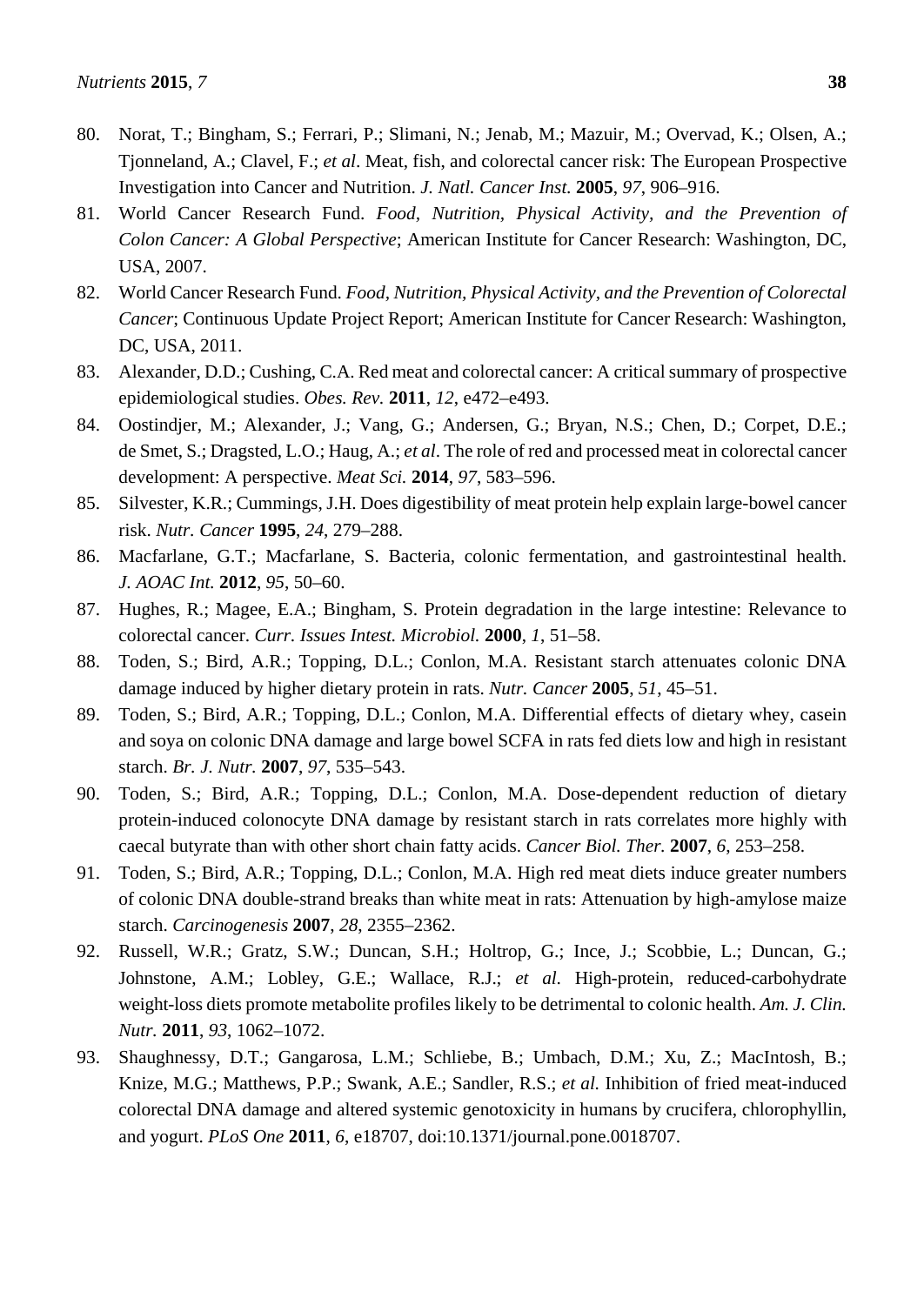80. Norat, T.; Bingham, S.; Ferrari, P.; Slimani, N.; Jenab, M.; Mazuir, M.; Overvad, K.; Olsen, A.; Tjonneland, A.; Clavel, F.; *et al*. Meat, fish, and colorectal cancer risk: The European Prospective Investigation into Cancer and Nutrition. *J. Natl. Cancer Inst.* **2005**, *97*, 906–916.
81. World Cancer Research Fund. *Food, Nutrition, Physical Activity, and the Prevention of Colon Cancer: A Global Perspective*; American Institute for Cancer Research: Washington, DC, USA, 2007.
82. World Cancer Research Fund. *Food, Nutrition, Physical Activity, and the Prevention of Colorectal Cancer*; Continuous Update Project Report; American Institute for Cancer Research: Washington, DC, USA, 2011.
83. Alexander, D.D.; Cushing, C.A. Red meat and colorectal cancer: A critical summary of prospective epidemiological studies. *Obes. Rev.* **2011**, *12*, e472–e493.
84. Oostindjer, M.; Alexander, J.; Vang, G.; Andersen, G.; Bryan, N.S.; Chen, D.; Corpet, D.E.; de Smet, S.; Dragsted, L.O.; Haug, A.; *et al*. The role of red and processed meat in colorectal cancer development: A perspective. *Meat Sci.* **2014**, *97*, 583–596.
85. Silvester, K.R.; Cummings, J.H. Does digestibility of meat protein help explain large-bowel cancer risk. *Nutr. Cancer* **1995**, *24*, 279–288.
86. Macfarlane, G.T.; Macfarlane, S. Bacteria, colonic fermentation, and gastrointestinal health. *J. AOAC Int.* **2012**, *95*, 50–60.
87. Hughes, R.; Magee, E.A.; Bingham, S. Protein degradation in the large intestine: Relevance to colorectal cancer. *Curr. Issues Intest. Microbiol.* **2000**, *1*, 51–58.
88. Toden, S.; Bird, A.R.; Topping, D.L.; Conlon, M.A. Resistant starch attenuates colonic DNA damage induced by higher dietary protein in rats. *Nutr. Cancer* **2005**, *51*, 45–51.
89. Toden, S.; Bird, A.R.; Topping, D.L.; Conlon, M.A. Differential effects of dietary whey, casein and soya on colonic DNA damage and large bowel SCFA in rats fed diets low and high in resistant starch. *Br. J. Nutr.* **2007**, *97*, 535–543.
90. Toden, S.; Bird, A.R.; Topping, D.L.; Conlon, M.A. Dose-dependent reduction of dietary protein-induced colonocyte DNA damage by resistant starch in rats correlates more highly with caecal butyrate than with other short chain fatty acids. *Cancer Biol. Ther.* **2007**, *6*, 253–258.
91. Toden, S.; Bird, A.R.; Topping, D.L.; Conlon, M.A. High red meat diets induce greater numbers of colonic DNA double-strand breaks than white meat in rats: Attenuation by high-amylose maize starch. *Carcinogenesis* **2007**, *28*, 2355–2362.
92. Russell, W.R.; Gratz, S.W.; Duncan, S.H.; Holtrop, G.; Ince, J.; Scobbie, L.; Duncan, G.; Johnstone, A.M.; Lobley, G.E.; Wallace, R.J.; *et al*. High-protein, reduced-carbohydrate weight-loss diets promote metabolite profiles likely to be detrimental to colonic health. *Am. J. Clin. Nutr.* **2011**, *93*, 1062–1072.
93. Shaughnessy, D.T.; Gangarosa, L.M.; Schliebe, B.; Umbach, D.M.; Xu, Z.; MacIntosh, B.; Knize, M.G.; Matthews, P.P.; Swank, A.E.; Sandler, R.S.; *et al.* Inhibition of fried meat-induced colorectal DNA damage and altered systemic genotoxicity in humans by crucifera, chlorophyllin, and yogurt. *PLoS One* **2011**, *6*, e18707, doi:10.1371/journal.pone.0018707.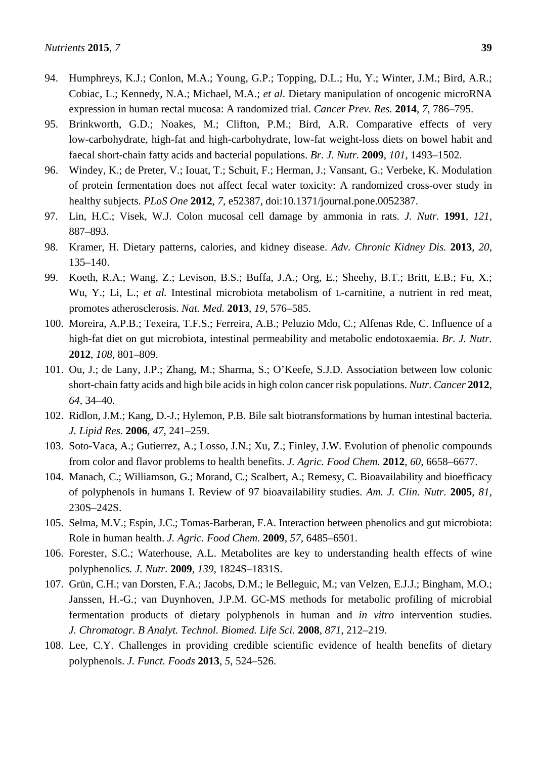94. Humphreys, K.J.; Conlon, M.A.; Young, G.P.; Topping, D.L.; Hu, Y.; Winter, J.M.; Bird, A.R.; Cobiac, L.; Kennedy, N.A.; Michael, M.A.; *et al*. Dietary manipulation of oncogenic microRNA expression in human rectal mucosa: A randomized trial. *Cancer Prev. Res.* **2014**, *7*, 786–795.
95. Brinkworth, G.D.; Noakes, M.; Clifton, P.M.; Bird, A.R. Comparative effects of very low-carbohydrate, high-fat and high-carbohydrate, low-fat weight-loss diets on bowel habit and faecal short-chain fatty acids and bacterial populations. *Br. J. Nutr.* **2009**, *101*, 1493–1502.
96. Windey, K.; de Preter, V.; Iouat, T.; Schuit, F.; Herman, J.; Vansant, G.; Verbeke, K. Modulation of protein fermentation does not affect fecal water toxicity: A randomized cross-over study in healthy subjects. *PLoS One* **2012**, *7*, e52387, doi:10.1371/journal.pone.0052387.
97. Lin, H.C.; Visek, W.J. Colon mucosal cell damage by ammonia in rats. *J. Nutr.* **1991**, *121*, 887–893.
98. Kramer, H. Dietary patterns, calories, and kidney disease. *Adv. Chronic Kidney Dis.* **2013**, *20*, 135–140.
99. Koeth, R.A.; Wang, Z.; Levison, B.S.; Buffa, J.A.; Org, E.; Sheehy, B.T.; Britt, E.B.; Fu, X.; Wu, Y.; Li, L.; *et al.* Intestinal microbiota metabolism of L-carnitine, a nutrient in red meat, promotes atherosclerosis. *Nat. Med.* **2013**, *19*, 576–585.
100. Moreira, A.P.B.; Texeira, T.F.S.; Ferreira, A.B.; Peluzio Mdo, C.; Alfenas Rde, C. Influence of a high-fat diet on gut microbiota, intestinal permeability and metabolic endotoxaemia. *Br. J. Nutr.* **2012**, *108*, 801–809.
101. Ou, J.; de Lany, J.P.; Zhang, M.; Sharma, S.; O'Keefe, S.J.D. Association between low colonic short-chain fatty acids and high bile acids in high colon cancer risk populations. *Nutr. Cancer* **2012**, *64*, 34–40.
102. Ridlon, J.M.; Kang, D.-J.; Hylemon, P.B. Bile salt biotransformations by human intestinal bacteria. *J. Lipid Res.* **2006**, *47*, 241–259.
103. Soto-Vaca, A.; Gutierrez, A.; Losso, J.N.; Xu, Z.; Finley, J.W. Evolution of phenolic compounds from color and flavor problems to health benefits. *J. Agric. Food Chem.* **2012**, *60*, 6658–6677.
104. Manach, C.; Williamson, G.; Morand, C.; Scalbert, A.; Remesy, C. Bioavailability and bioefficacy of polyphenols in humans I. Review of 97 bioavailability studies. *Am. J. Clin. Nutr.* **2005**, *81*, 230S–242S.
105. Selma, M.V.; Espin, J.C.; Tomas-Barberan, F.A. Interaction between phenolics and gut microbiota: Role in human health. *J. Agric. Food Chem.* **2009**, *57*, 6485–6501.
106. Forester, S.C.; Waterhouse, A.L. Metabolites are key to understanding health effects of wine polyphenolics*. J. Nutr.* **2009**, *139*, 1824S–1831S.
107. Grün, C.H.; van Dorsten, F.A.; Jacobs, D.M.; le Belleguic, M.; van Velzen, E.J.J.; Bingham, M.O.; Janssen, H.-G.; van Duynhoven, J.P.M. GC-MS methods for metabolic profiling of microbial fermentation products of dietary polyphenols in human and *in vitro* intervention studies. *J. Chromatogr. B Analyt. Technol. Biomed. Life Sci.* **2008**, *871*, 212–219.
108. Lee, C.Y. Challenges in providing credible scientific evidence of health benefits of dietary polyphenols. *J. Funct. Foods* **2013**, *5*, 524–526.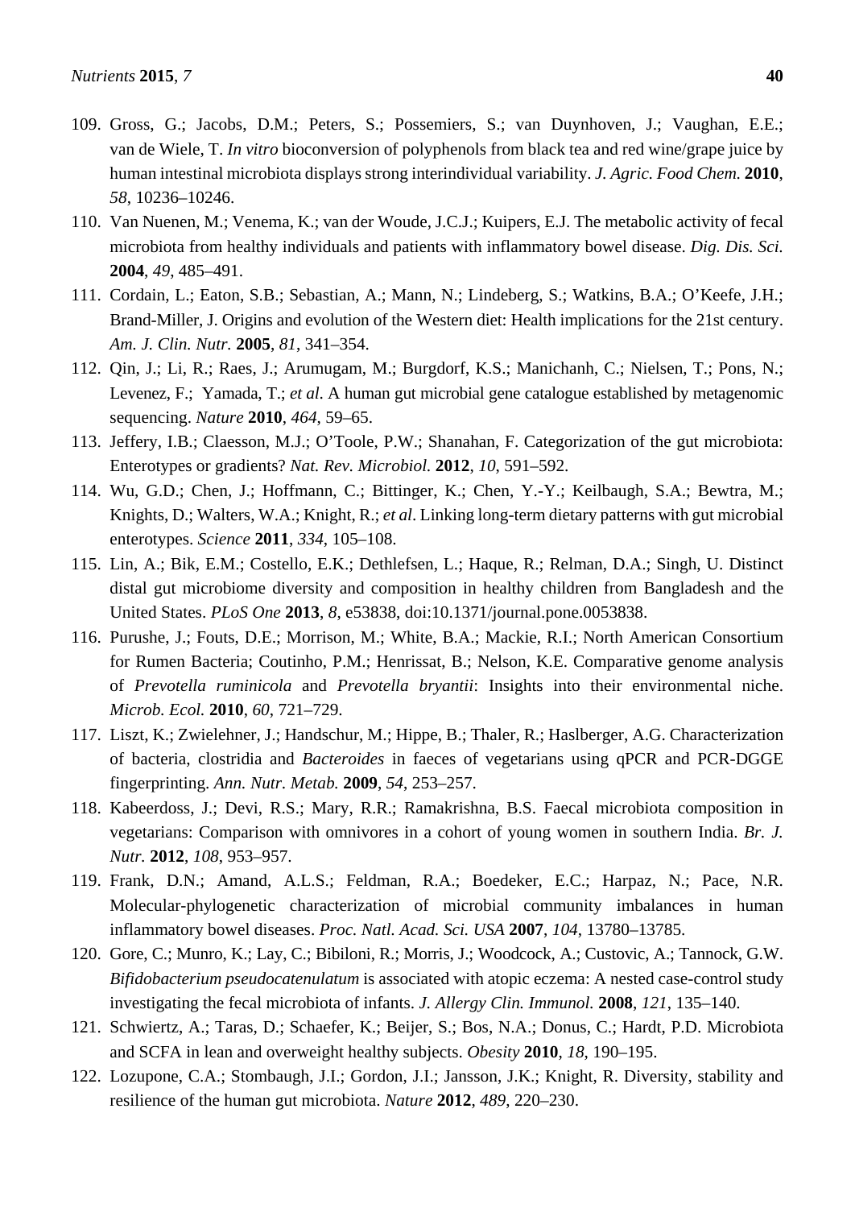109. Gross, G.; Jacobs, D.M.; Peters, S.; Possemiers, S.; van Duynhoven, J.; Vaughan, E.E.; van de Wiele, T. *In vitro* bioconversion of polyphenols from black tea and red wine/grape juice by human intestinal microbiota displays strong interindividual variability. *J. Agric. Food Chem.* **2010**, *58*, 10236–10246.
110. Van Nuenen, M.; Venema, K.; van der Woude, J.C.J.; Kuipers, E.J. The metabolic activity of fecal microbiota from healthy individuals and patients with inflammatory bowel disease. *Dig. Dis. Sci.* **2004**, *49*, 485–491.
111. Cordain, L.; Eaton, S.B.; Sebastian, A.; Mann, N.; Lindeberg, S.; Watkins, B.A.; O'Keefe, J.H.; Brand-Miller, J. Origins and evolution of the Western diet: Health implications for the 21st century. *Am. J. Clin. Nutr.* **2005**, *81*, 341–354.
112. Qin, J.; Li, R.; Raes, J.; Arumugam, M.; Burgdorf, K.S.; Manichanh, C.; Nielsen, T.; Pons, N.; Levenez, F.; Yamada, T.; *et al*. A human gut microbial gene catalogue established by metagenomic sequencing. *Nature* **2010**, *464*, 59–65.
113. Jeffery, I.B.; Claesson, M.J.; O'Toole, P.W.; Shanahan, F. Categorization of the gut microbiota: Enterotypes or gradients? *Nat. Rev. Microbiol.* **2012**, *10*, 591–592.
114. Wu, G.D.; Chen, J.; Hoffmann, C.; Bittinger, K.; Chen, Y.-Y.; Keilbaugh, S.A.; Bewtra, M.; Knights, D.; Walters, W.A.; Knight, R.; *et al*. Linking long-term dietary patterns with gut microbial enterotypes. *Science* **2011**, *334*, 105–108.
115. Lin, A.; Bik, E.M.; Costello, E.K.; Dethlefsen, L.; Haque, R.; Relman, D.A.; Singh, U. Distinct distal gut microbiome diversity and composition in healthy children from Bangladesh and the United States. *PLoS One* **2013**, *8*, e53838, doi:10.1371/journal.pone.0053838.
116. Purushe, J.; Fouts, D.E.; Morrison, M.; White, B.A.; Mackie, R.I.; North American Consortium for Rumen Bacteria; Coutinho, P.M.; Henrissat, B.; Nelson, K.E. Comparative genome analysis of *Prevotella ruminicola* and *Prevotella bryantii*: Insights into their environmental niche. *Microb. Ecol.* **2010**, *60*, 721–729.
117. Liszt, K.; Zwielehner, J.; Handschur, M.; Hippe, B.; Thaler, R.; Haslberger, A.G. Characterization of bacteria, clostridia and *Bacteroides* in faeces of vegetarians using qPCR and PCR-DGGE fingerprinting. *Ann. Nutr. Metab.* **2009**, *54*, 253–257.
118. Kabeerdoss, J.; Devi, R.S.; Mary, R.R.; Ramakrishna, B.S. Faecal microbiota composition in vegetarians: Comparison with omnivores in a cohort of young women in southern India. *Br. J. Nutr.* **2012**, *108*, 953–957.
119. Frank, D.N.; Amand, A.L.S.; Feldman, R.A.; Boedeker, E.C.; Harpaz, N.; Pace, N.R. Molecular-phylogenetic characterization of microbial community imbalances in human inflammatory bowel diseases. *Proc. Natl. Acad. Sci. USA* **2007**, *104*, 13780–13785.
120. Gore, C.; Munro, K.; Lay, C.; Bibiloni, R.; Morris, J.; Woodcock, A.; Custovic, A.; Tannock, G.W. *Bifidobacterium pseudocatenulatum* is associated with atopic eczema: A nested case-control study investigating the fecal microbiota of infants. *J. Allergy Clin. Immunol.* **2008**, *121*, 135–140.
121. Schwiertz, A.; Taras, D.; Schaefer, K.; Beijer, S.; Bos, N.A.; Donus, C.; Hardt, P.D. Microbiota and SCFA in lean and overweight healthy subjects. *Obesity* **2010**, *18*, 190–195.
122. Lozupone, C.A.; Stombaugh, J.I.; Gordon, J.I.; Jansson, J.K.; Knight, R. Diversity, stability and resilience of the human gut microbiota. *Nature* **2012**, *489*, 220–230.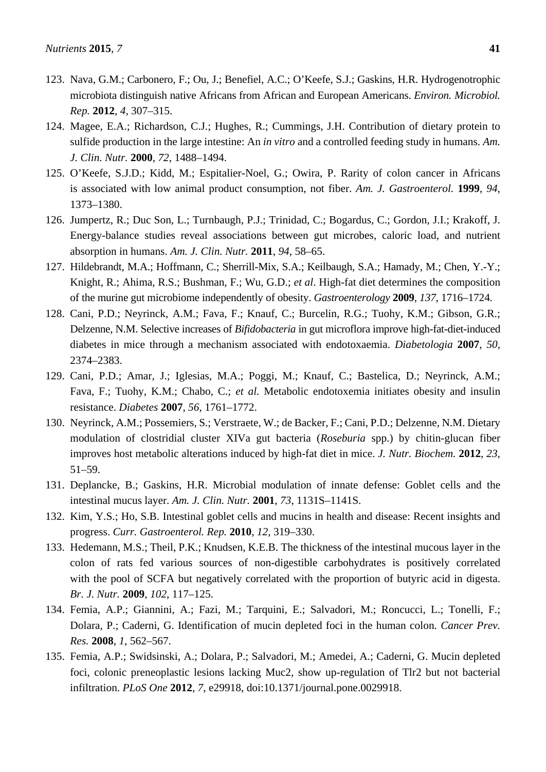123. Nava, G.M.; Carbonero, F.; Ou, J.; Benefiel, A.C.; O'Keefe, S.J.; Gaskins, H.R. Hydrogenotrophic microbiota distinguish native Africans from African and European Americans. *Environ. Microbiol. Rep.* **2012**, *4*, 307–315.
124. Magee, E.A.; Richardson, C.J.; Hughes, R.; Cummings, J.H. Contribution of dietary protein to sulfide production in the large intestine: An *in vitro* and a controlled feeding study in humans. *Am. J. Clin. Nutr.* **2000**, *72*, 1488–1494.
125. O'Keefe, S.J.D.; Kidd, M.; Espitalier-Noel, G.; Owira, P. Rarity of colon cancer in Africans is associated with low animal product consumption, not fiber. *Am. J. Gastroenterol.* **1999**, *94*, 1373–1380.
126. Jumpertz, R.; Duc Son, L.; Turnbaugh, P.J.; Trinidad, C.; Bogardus, C.; Gordon, J.I.; Krakoff, J. Energy-balance studies reveal associations between gut microbes, caloric load, and nutrient absorption in humans. *Am. J. Clin. Nutr.* **2011**, *94*, 58–65.
127. Hildebrandt, M.A.; Hoffmann, C.; Sherrill-Mix, S.A.; Keilbaugh, S.A.; Hamady, M.; Chen, Y.-Y.; Knight, R.; Ahima, R.S.; Bushman, F.; Wu, G.D.; *et al*. High-fat diet determines the composition of the murine gut microbiome independently of obesity. *Gastroenterology* **2009**, *137*, 1716–1724.
128. Cani, P.D.; Neyrinck, A.M.; Fava, F.; Knauf, C.; Burcelin, R.G.; Tuohy, K.M.; Gibson, G.R.; Delzenne, N.M. Selective increases of *Bifidobacteria* in gut microflora improve high-fat-diet-induced diabetes in mice through a mechanism associated with endotoxaemia. *Diabetologia* **2007**, *50*, 2374–2383.
129. Cani, P.D.; Amar, J.; Iglesias, M.A.; Poggi, M.; Knauf, C.; Bastelica, D.; Neyrinck, A.M.; Fava, F.; Tuohy, K.M.; Chabo, C.; *et al.* Metabolic endotoxemia initiates obesity and insulin resistance. *Diabetes* **2007**, *56*, 1761–1772.
130. Neyrinck, A.M.; Possemiers, S.; Verstraete, W.; de Backer, F.; Cani, P.D.; Delzenne, N.M. Dietary modulation of clostridial cluster XIVa gut bacteria (*Roseburia* spp.) by chitin-glucan fiber improves host metabolic alterations induced by high-fat diet in mice. *J. Nutr. Biochem.* **2012**, *23*, 51–59.
131. Deplancke, B.; Gaskins, H.R. Microbial modulation of innate defense: Goblet cells and the intestinal mucus layer. *Am. J. Clin. Nutr.* **2001**, *73*, 1131S–1141S.
132. Kim, Y.S.; Ho, S.B. Intestinal goblet cells and mucins in health and disease: Recent insights and progress. *Curr. Gastroenterol. Rep.* **2010**, *12*, 319–330.
133. Hedemann, M.S.; Theil, P.K.; Knudsen, K.E.B. The thickness of the intestinal mucous layer in the colon of rats fed various sources of non-digestible carbohydrates is positively correlated with the pool of SCFA but negatively correlated with the proportion of butyric acid in digesta. *Br. J. Nutr.* **2009**, *102*, 117–125.
134. Femia, A.P.; Giannini, A.; Fazi, M.; Tarquini, E.; Salvadori, M.; Roncucci, L.; Tonelli, F.; Dolara, P.; Caderni, G. Identification of mucin depleted foci in the human colon. *Cancer Prev. Res.* **2008**, *1*, 562–567.
135. Femia, A.P.; Swidsinski, A.; Dolara, P.; Salvadori, M.; Amedei, A.; Caderni, G. Mucin depleted foci, colonic preneoplastic lesions lacking Muc2, show up-regulation of Tlr2 but not bacterial infiltration. *PLoS One* **2012**, *7*, e29918, doi:10.1371/journal.pone.0029918.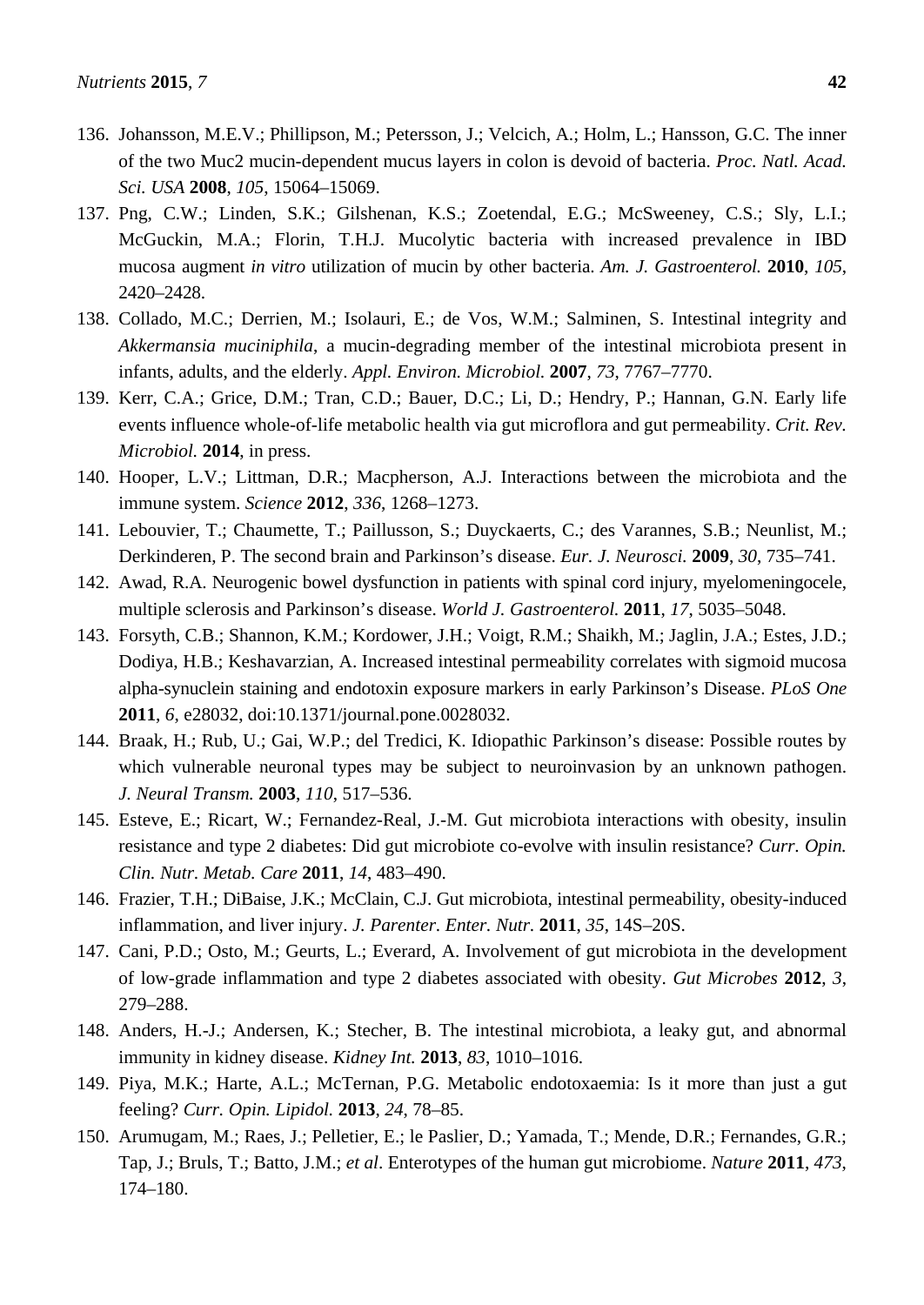136. Johansson, M.E.V.; Phillipson, M.; Petersson, J.; Velcich, A.; Holm, L.; Hansson, G.C. The inner of the two Muc2 mucin-dependent mucus layers in colon is devoid of bacteria. *Proc. Natl. Acad. Sci. USA* **2008**, *105*, 15064–15069.
137. Png, C.W.; Linden, S.K.; Gilshenan, K.S.; Zoetendal, E.G.; McSweeney, C.S.; Sly, L.I.; McGuckin, M.A.; Florin, T.H.J. Mucolytic bacteria with increased prevalence in IBD mucosa augment *in vitro* utilization of mucin by other bacteria. *Am. J. Gastroenterol.* **2010**, *105*, 2420–2428.
138. Collado, M.C.; Derrien, M.; Isolauri, E.; de Vos, W.M.; Salminen, S. Intestinal integrity and *Akkermansia muciniphila*, a mucin-degrading member of the intestinal microbiota present in infants, adults, and the elderly. *Appl. Environ. Microbiol.* **2007**, *73*, 7767–7770.
139. Kerr, C.A.; Grice, D.M.; Tran, C.D.; Bauer, D.C.; Li, D.; Hendry, P.; Hannan, G.N. Early life events influence whole-of-life metabolic health via gut microflora and gut permeability. *Crit. Rev. Microbiol.* **2014**, in press.
140. Hooper, L.V.; Littman, D.R.; Macpherson, A.J. Interactions between the microbiota and the immune system. *Science* **2012**, *336*, 1268–1273.
141. Lebouvier, T.; Chaumette, T.; Paillusson, S.; Duyckaerts, C.; des Varannes, S.B.; Neunlist, M.; Derkinderen, P. The second brain and Parkinson's disease. *Eur. J. Neurosci.* **2009**, *30*, 735–741.
142. Awad, R.A. Neurogenic bowel dysfunction in patients with spinal cord injury, myelomeningocele, multiple sclerosis and Parkinson's disease. *World J. Gastroenterol.* **2011**, *17*, 5035–5048.
143. Forsyth, C.B.; Shannon, K.M.; Kordower, J.H.; Voigt, R.M.; Shaikh, M.; Jaglin, J.A.; Estes, J.D.; Dodiya, H.B.; Keshavarzian, A. Increased intestinal permeability correlates with sigmoid mucosa alpha-synuclein staining and endotoxin exposure markers in early Parkinson's Disease. *PLoS One* **2011**, *6*, e28032, doi:10.1371/journal.pone.0028032.
144. Braak, H.; Rub, U.; Gai, W.P.; del Tredici, K. Idiopathic Parkinson's disease: Possible routes by which vulnerable neuronal types may be subject to neuroinvasion by an unknown pathogen. *J. Neural Transm.* **2003**, *110*, 517–536.
145. Esteve, E.; Ricart, W.; Fernandez-Real, J.-M. Gut microbiota interactions with obesity, insulin resistance and type 2 diabetes: Did gut microbiote co-evolve with insulin resistance? *Curr. Opin. Clin. Nutr. Metab. Care* **2011**, *14*, 483–490.
146. Frazier, T.H.; DiBaise, J.K.; McClain, C.J. Gut microbiota, intestinal permeability, obesity-induced inflammation, and liver injury. *J. Parenter. Enter. Nutr.* **2011**, *35*, 14S–20S.
147. Cani, P.D.; Osto, M.; Geurts, L.; Everard, A. Involvement of gut microbiota in the development of low-grade inflammation and type 2 diabetes associated with obesity. *Gut Microbes* **2012**, *3*, 279–288.
148. Anders, H.-J.; Andersen, K.; Stecher, B. The intestinal microbiota, a leaky gut, and abnormal immunity in kidney disease. *Kidney Int.* **2013**, *83*, 1010–1016.
149. Piya, M.K.; Harte, A.L.; McTernan, P.G. Metabolic endotoxaemia: Is it more than just a gut feeling? *Curr. Opin. Lipidol.* **2013**, *24*, 78–85.
150. Arumugam, M.; Raes, J.; Pelletier, E.; le Paslier, D.; Yamada, T.; Mende, D.R.; Fernandes, G.R.; Tap, J.; Bruls, T.; Batto, J.M.; *et al*. Enterotypes of the human gut microbiome. *Nature* **2011**, *473*, 174–180.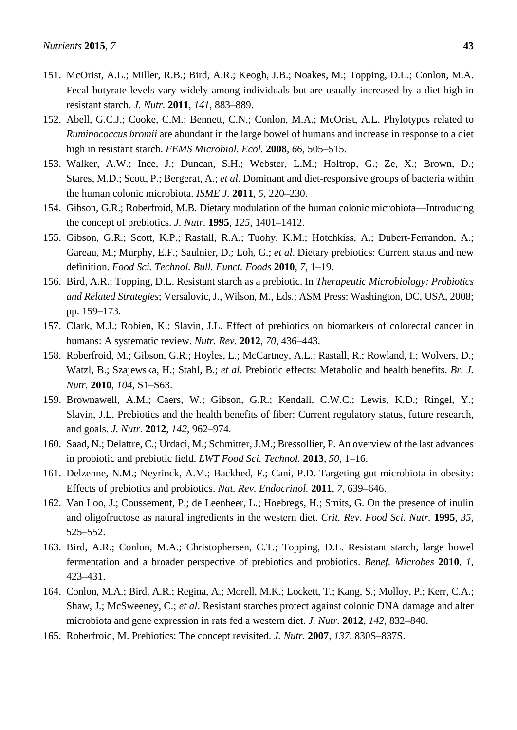151. McOrist, A.L.; Miller, R.B.; Bird, A.R.; Keogh, J.B.; Noakes, M.; Topping, D.L.; Conlon, M.A. Fecal butyrate levels vary widely among individuals but are usually increased by a diet high in resistant starch. *J. Nutr.* **2011**, *141*, 883–889.
152. Abell, G.C.J.; Cooke, C.M.; Bennett, C.N.; Conlon, M.A.; McOrist, A.L. Phylotypes related to *Ruminococcus bromii* are abundant in the large bowel of humans and increase in response to a diet high in resistant starch. *FEMS Microbiol. Ecol.* **2008**, *66*, 505–515.
153. Walker, A.W.; Ince, J.; Duncan, S.H.; Webster, L.M.; Holtrop, G.; Ze, X.; Brown, D.; Stares, M.D.; Scott, P.; Bergerat, A.; *et al*. Dominant and diet-responsive groups of bacteria within the human colonic microbiota. *ISME J.* **2011**, *5*, 220–230.
154. Gibson, G.R.; Roberfroid, M.B. Dietary modulation of the human colonic microbiota—Introducing the concept of prebiotics. *J. Nutr.* **1995**, *125*, 1401–1412.
155. Gibson, G.R.; Scott, K.P.; Rastall, R.A.; Tuohy, K.M.; Hotchkiss, A.; Dubert-Ferrandon, A.; Gareau, M.; Murphy, E.F.; Saulnier, D.; Loh, G.; *et al*. Dietary prebiotics: Current status and new definition. *Food Sci. Technol. Bull. Funct. Foods* **2010**, *7*, 1–19.
156. Bird, A.R.; Topping, D.L. Resistant starch as a prebiotic. In *Therapeutic Microbiology: Probiotics and Related Strategies*; Versalovic, J., Wilson, M., Eds.; ASM Press: Washington, DC, USA, 2008; pp. 159–173.
157. Clark, M.J.; Robien, K.; Slavin, J.L. Effect of prebiotics on biomarkers of colorectal cancer in humans: A systematic review. *Nutr. Rev.* **2012**, *70*, 436–443.
158. Roberfroid, M.; Gibson, G.R.; Hoyles, L.; McCartney, A.L.; Rastall, R.; Rowland, I.; Wolvers, D.; Watzl, B.; Szajewska, H.; Stahl, B.; *et al*. Prebiotic effects: Metabolic and health benefits. *Br. J. Nutr.* **2010**, *104*, S1–S63.
159. Brownawell, A.M.; Caers, W.; Gibson, G.R.; Kendall, C.W.C.; Lewis, K.D.; Ringel, Y.; Slavin, J.L. Prebiotics and the health benefits of fiber: Current regulatory status, future research, and goals. *J. Nutr.* **2012**, *142*, 962–974.
160. Saad, N.; Delattre, C.; Urdaci, M.; Schmitter, J.M.; Bressollier, P. An overview of the last advances in probiotic and prebiotic field. *LWT Food Sci. Technol.* **2013**, *50*, 1–16.
161. Delzenne, N.M.; Neyrinck, A.M.; Backhed, F.; Cani, P.D. Targeting gut microbiota in obesity: Effects of prebiotics and probiotics. *Nat. Rev. Endocrinol.* **2011**, *7*, 639–646.
162. Van Loo, J.; Coussement, P.; de Leenheer, L.; Hoebregs, H.; Smits, G. On the presence of inulin and oligofructose as natural ingredients in the western diet. *Crit. Rev. Food Sci. Nutr.* **1995**, *35*, 525–552.
163. Bird, A.R.; Conlon, M.A.; Christophersen, C.T.; Topping, D.L. Resistant starch, large bowel fermentation and a broader perspective of prebiotics and probiotics. *Benef. Microbes* **2010**, *1*, 423–431.
164. Conlon, M.A.; Bird, A.R.; Regina, A.; Morell, M.K.; Lockett, T.; Kang, S.; Molloy, P.; Kerr, C.A.; Shaw, J.; McSweeney, C.; *et al*. Resistant starches protect against colonic DNA damage and alter microbiota and gene expression in rats fed a western diet. *J. Nutr.* **2012**, *142*, 832–840.
165. Roberfroid, M. Prebiotics: The concept revisited. *J. Nutr.* **2007**, *137*, 830S–837S.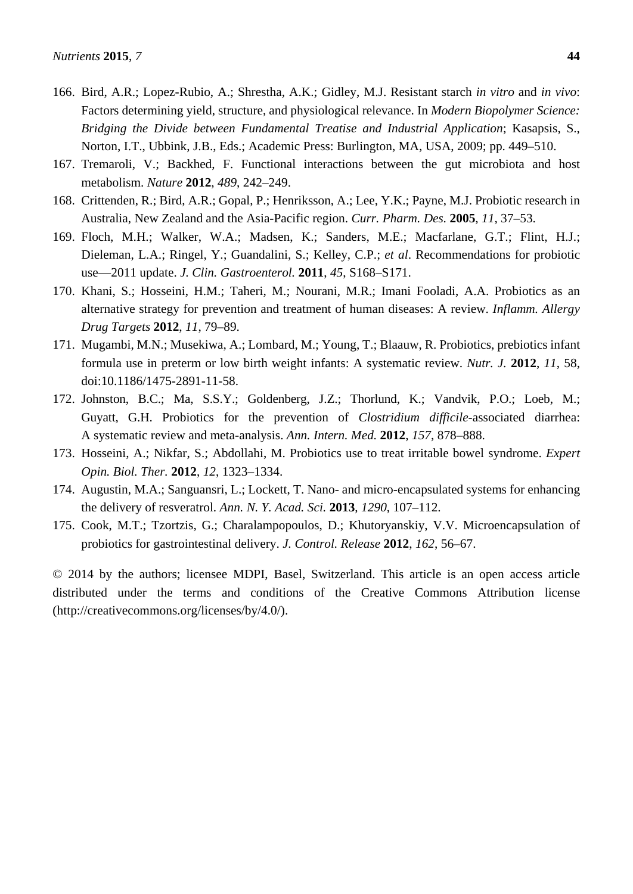166. Bird, A.R.; Lopez-Rubio, A.; Shrestha, A.K.; Gidley, M.J. Resistant starch *in vitro* and *in vivo*: Factors determining yield, structure, and physiological relevance. In *Modern Biopolymer Science: Bridging the Divide between Fundamental Treatise and Industrial Application*; Kasapsis, S., Norton, I.T., Ubbink, J.B., Eds.; Academic Press: Burlington, MA, USA, 2009; pp. 449–510.
167. Tremaroli, V.; Backhed, F. Functional interactions between the gut microbiota and host metabolism. *Nature* **2012**, *489*, 242–249.
168. Crittenden, R.; Bird, A.R.; Gopal, P.; Henriksson, A.; Lee, Y.K.; Payne, M.J. Probiotic research in Australia, New Zealand and the Asia-Pacific region. *Curr. Pharm. Des.* **2005**, *11*, 37–53.
169. Floch, M.H.; Walker, W.A.; Madsen, K.; Sanders, M.E.; Macfarlane, G.T.; Flint, H.J.; Dieleman, L.A.; Ringel, Y.; Guandalini, S.; Kelley, C.P.; *et al*. Recommendations for probiotic use—2011 update. *J. Clin. Gastroenterol.* **2011**, *45*, S168–S171.
170. Khani, S.; Hosseini, H.M.; Taheri, M.; Nourani, M.R.; Imani Fooladi, A.A. Probiotics as an alternative strategy for prevention and treatment of human diseases: A review. *Inflamm. Allergy Drug Targets* **2012**, *11*, 79–89.
171. Mugambi, M.N.; Musekiwa, A.; Lombard, M.; Young, T.; Blaauw, R. Probiotics, prebiotics infant formula use in preterm or low birth weight infants: A systematic review. *Nutr. J.* **2012**, *11*, 58, doi:10.1186/1475-2891-11-58.
172. Johnston, B.C.; Ma, S.S.Y.; Goldenberg, J.Z.; Thorlund, K.; Vandvik, P.O.; Loeb, M.; Guyatt, G.H. Probiotics for the prevention of *Clostridium difficile*-associated diarrhea: A systematic review and meta-analysis. *Ann. Intern. Med.* **2012**, *157*, 878–888.
173. Hosseini, A.; Nikfar, S.; Abdollahi, M. Probiotics use to treat irritable bowel syndrome. *Expert Opin. Biol. Ther.* **2012**, *12*, 1323–1334.
174. Augustin, M.A.; Sanguansri, L.; Lockett, T. Nano- and micro-encapsulated systems for enhancing the delivery of resveratrol. *Ann. N. Y. Acad. Sci.* **2013**, *1290*, 107–112.
175. Cook, M.T.; Tzortzis, G.; Charalampopoulos, D.; Khutoryanskiy, V.V. Microencapsulation of probiotics for gastrointestinal delivery. *J. Control. Release* **2012**, *162*, 56–67.

© 2014 by the authors; licensee MDPI, Basel, Switzerland. This article is an open access article distributed under the terms and conditions of the Creative Commons Attribution license (http://creativecommons.org/licenses/by/4.0/).